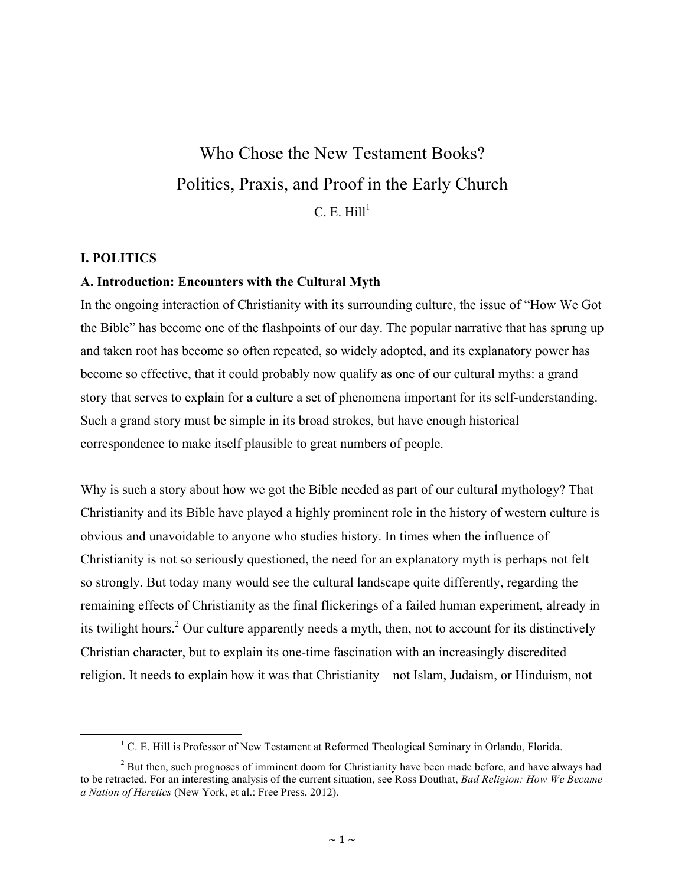# Who Chose the New Testament Books?
# Politics, Praxis, and Proof in the Early Church

C. E. Hill[1]

## I. POLITICS

### A. Introduction: Encounters with the Cultural Myth

In the ongoing interaction of Christianity with its surrounding culture, the issue of "How We Got the Bible" has become one of the flashpoints of our day. The popular narrative that has sprung up and taken root has become so often repeated, so widely adopted, and its explanatory power has become so effective, that it could probably now qualify as one of our cultural myths: a grand story that serves to explain for a culture a set of phenomena important for its self-understanding. Such a grand story must be simple in its broad strokes, but have enough historical correspondence to make itself plausible to great numbers of people.

Why is such a story about how we got the Bible needed as part of our cultural mythology? That Christianity and its Bible have played a highly prominent role in the history of western culture is obvious and unavoidable to anyone who studies history. In times when the influence of Christianity is not so seriously questioned, the need for an explanatory myth is perhaps not felt so strongly. But today many would see the cultural landscape quite differently, regarding the remaining effects of Christianity as the final flickerings of a failed human experiment, already in its twilight hours.[2] Our culture apparently needs a myth, then, not to account for its distinctively Christian character, but to explain its one-time fascination with an increasingly discredited religion. It needs to explain how it was that Christianity—not Islam, Judaism, or Hinduism, not

---

[1] C. E. Hill is Professor of New Testament at Reformed Theological Seminary in Orlando, Florida.

[2] But then, such prognoses of imminent doom for Christianity have been made before, and have always had to be retracted. For an interesting analysis of the current situation, see Ross Douthat, *Bad Religion: How We Became a Nation of Heretics* (New York, et al.: Free Press, 2012).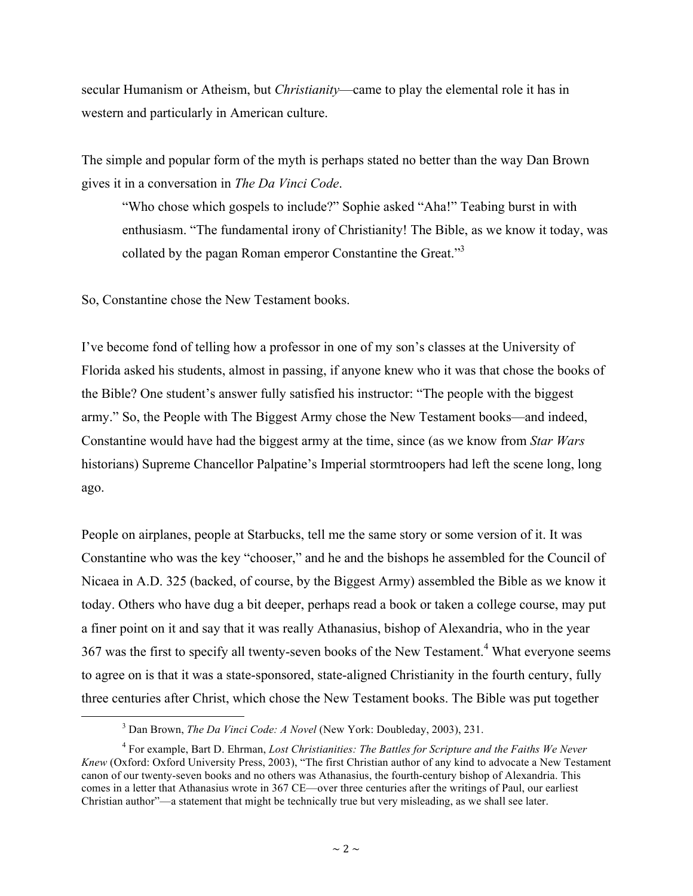secular Humanism or Atheism, but *Christianity*—came to play the elemental role it has in western and particularly in American culture.

The simple and popular form of the myth is perhaps stated no better than the way Dan Brown gives it in a conversation in *The Da Vinci Code*.

> "Who chose which gospels to include?" Sophie asked "Aha!" Teabing burst in with enthusiasm. "The fundamental irony of Christianity! The Bible, as we know it today, was collated by the pagan Roman emperor Constantine the Great."[3]

So, Constantine chose the New Testament books.

I've become fond of telling how a professor in one of my son's classes at the University of Florida asked his students, almost in passing, if anyone knew who it was that chose the books of the Bible? One student's answer fully satisfied his instructor: "The people with the biggest army." So, the People with The Biggest Army chose the New Testament books—and indeed, Constantine would have had the biggest army at the time, since (as we know from *Star Wars* historians) Supreme Chancellor Palpatine's Imperial stormtroopers had left the scene long, long ago.

People on airplanes, people at Starbucks, tell me the same story or some version of it. It was Constantine who was the key "chooser," and he and the bishops he assembled for the Council of Nicaea in A.D. 325 (backed, of course, by the Biggest Army) assembled the Bible as we know it today. Others who have dug a bit deeper, perhaps read a book or taken a college course, may put a finer point on it and say that it was really Athanasius, bishop of Alexandria, who in the year 367 was the first to specify all twenty-seven books of the New Testament.[4] What everyone seems to agree on is that it was a state-sponsored, state-aligned Christianity in the fourth century, fully three centuries after Christ, which chose the New Testament books. The Bible was put together

---

[3] Dan Brown, *The Da Vinci Code: A Novel* (New York: Doubleday, 2003), 231.

[4] For example, Bart D. Ehrman, *Lost Christianities: The Battles for Scripture and the Faiths We Never Knew* (Oxford: Oxford University Press, 2003), "The first Christian author of any kind to advocate a New Testament canon of our twenty-seven books and no others was Athanasius, the fourth-century bishop of Alexandria. This comes in a letter that Athanasius wrote in 367 CE—over three centuries after the writings of Paul, our earliest Christian author"—a statement that might be technically true but very misleading, as we shall see later.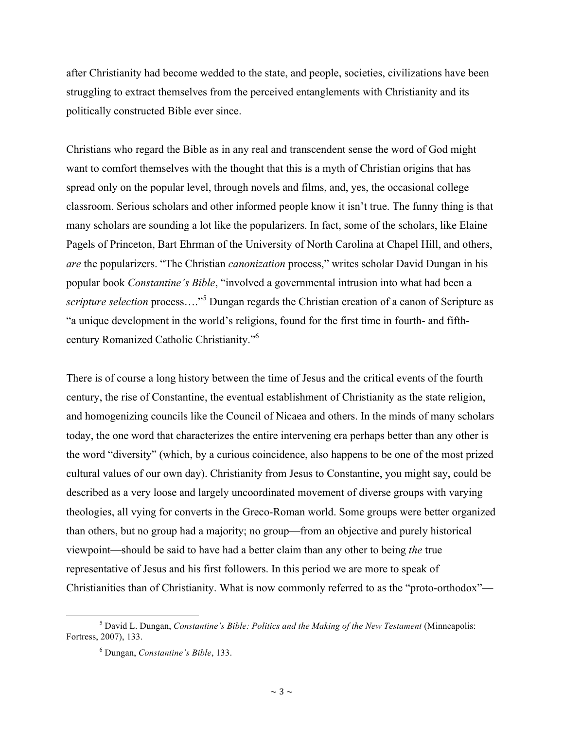after Christianity had become wedded to the state, and people, societies, civilizations have been struggling to extract themselves from the perceived entanglements with Christianity and its politically constructed Bible ever since.

Christians who regard the Bible as in any real and transcendent sense the word of God might want to comfort themselves with the thought that this is a myth of Christian origins that has spread only on the popular level, through novels and films, and, yes, the occasional college classroom. Serious scholars and other informed people know it isn't true. The funny thing is that many scholars are sounding a lot like the popularizers. In fact, some of the scholars, like Elaine Pagels of Princeton, Bart Ehrman of the University of North Carolina at Chapel Hill, and others, *are* the popularizers. "The Christian *canonization* process," writes scholar David Dungan in his popular book *Constantine's Bible*, "involved a governmental intrusion into what had been a *scripture selection* process…."[5] Dungan regards the Christian creation of a canon of Scripture as "a unique development in the world's religions, found for the first time in fourth- and fifth-century Romanized Catholic Christianity."[6]

There is of course a long history between the time of Jesus and the critical events of the fourth century, the rise of Constantine, the eventual establishment of Christianity as the state religion, and homogenizing councils like the Council of Nicaea and others. In the minds of many scholars today, the one word that characterizes the entire intervening era perhaps better than any other is the word "diversity" (which, by a curious coincidence, also happens to be one of the most prized cultural values of our own day). Christianity from Jesus to Constantine, you might say, could be described as a very loose and largely uncoordinated movement of diverse groups with varying theologies, all vying for converts in the Greco-Roman world. Some groups were better organized than others, but no group had a majority; no group—from an objective and purely historical viewpoint—should be said to have had a better claim than any other to being *the* true representative of Jesus and his first followers. In this period we are more to speak of Christianities than of Christianity. What is now commonly referred to as the "proto-orthodox"—

[5] David L. Dungan, *Constantine's Bible: Politics and the Making of the New Testament* (Minneapolis: Fortress, 2007), 133.

[6] Dungan, *Constantine's Bible*, 133.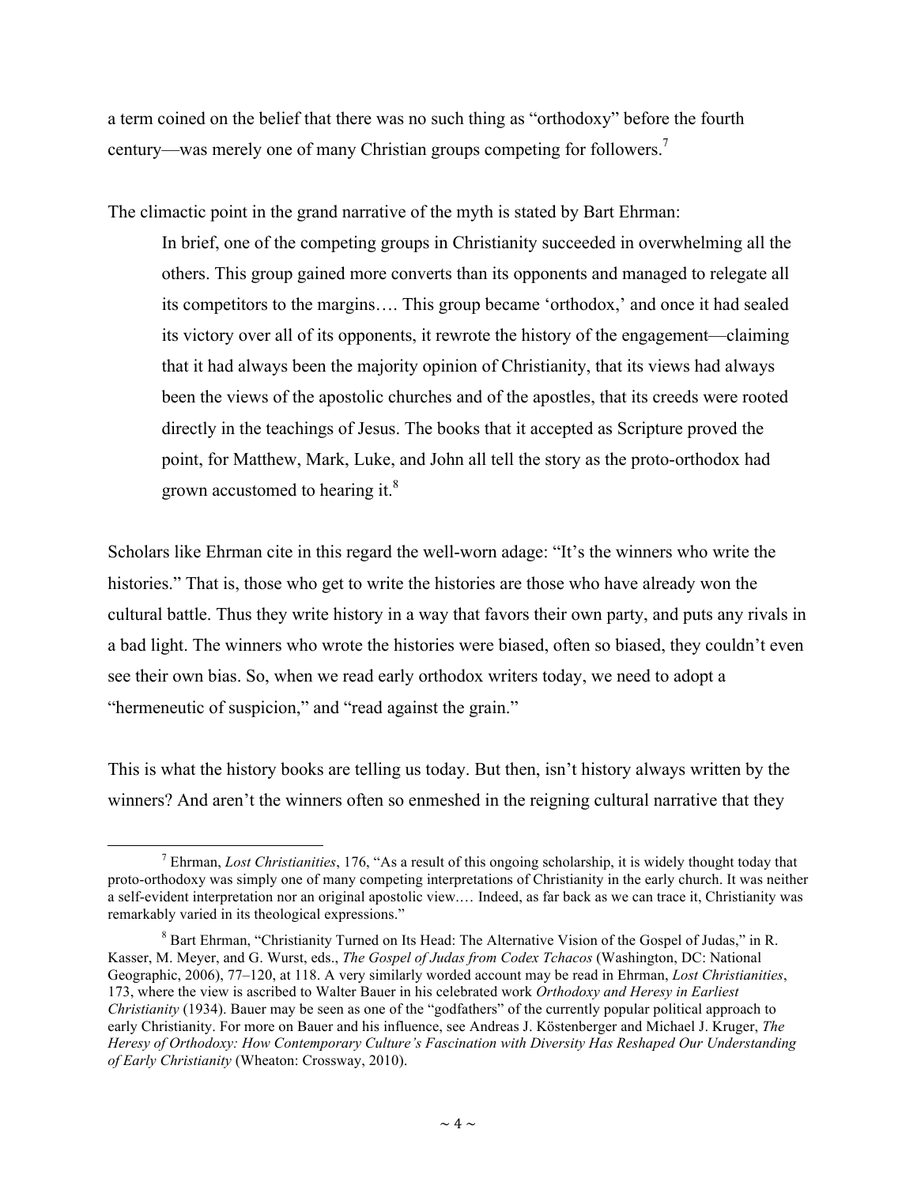a term coined on the belief that there was no such thing as "orthodoxy" before the fourth century—was merely one of many Christian groups competing for followers.[7]

The climactic point in the grand narrative of the myth is stated by Bart Ehrman:

> In brief, one of the competing groups in Christianity succeeded in overwhelming all the others. This group gained more converts than its opponents and managed to relegate all its competitors to the margins…. This group became 'orthodox,' and once it had sealed its victory over all of its opponents, it rewrote the history of the engagement—claiming that it had always been the majority opinion of Christianity, that its views had always been the views of the apostolic churches and of the apostles, that its creeds were rooted directly in the teachings of Jesus. The books that it accepted as Scripture proved the point, for Matthew, Mark, Luke, and John all tell the story as the proto-orthodox had grown accustomed to hearing it.[8]

Scholars like Ehrman cite in this regard the well-worn adage: "It's the winners who write the histories." That is, those who get to write the histories are those who have already won the cultural battle. Thus they write history in a way that favors their own party, and puts any rivals in a bad light. The winners who wrote the histories were biased, often so biased, they couldn't even see their own bias. So, when we read early orthodox writers today, we need to adopt a "hermeneutic of suspicion," and "read against the grain."

This is what the history books are telling us today. But then, isn't history always written by the winners? And aren't the winners often so enmeshed in the reigning cultural narrative that they

---

[7] Ehrman, *Lost Christianities*, 176, "As a result of this ongoing scholarship, it is widely thought today that proto-orthodoxy was simply one of many competing interpretations of Christianity in the early church. It was neither a self-evident interpretation nor an original apostolic view.… Indeed, as far back as we can trace it, Christianity was remarkably varied in its theological expressions."

[8] Bart Ehrman, "Christianity Turned on Its Head: The Alternative Vision of the Gospel of Judas," in R. Kasser, M. Meyer, and G. Wurst, eds., *The Gospel of Judas from Codex Tchacos* (Washington, DC: National Geographic, 2006), 77–120, at 118. A very similarly worded account may be read in Ehrman, *Lost Christianities*, 173, where the view is ascribed to Walter Bauer in his celebrated work *Orthodoxy and Heresy in Earliest Christianity* (1934). Bauer may be seen as one of the "godfathers" of the currently popular political approach to early Christianity. For more on Bauer and his influence, see Andreas J. Köstenberger and Michael J. Kruger, *The Heresy of Orthodoxy: How Contemporary Culture's Fascination with Diversity Has Reshaped Our Understanding of Early Christianity* (Wheaton: Crossway, 2010).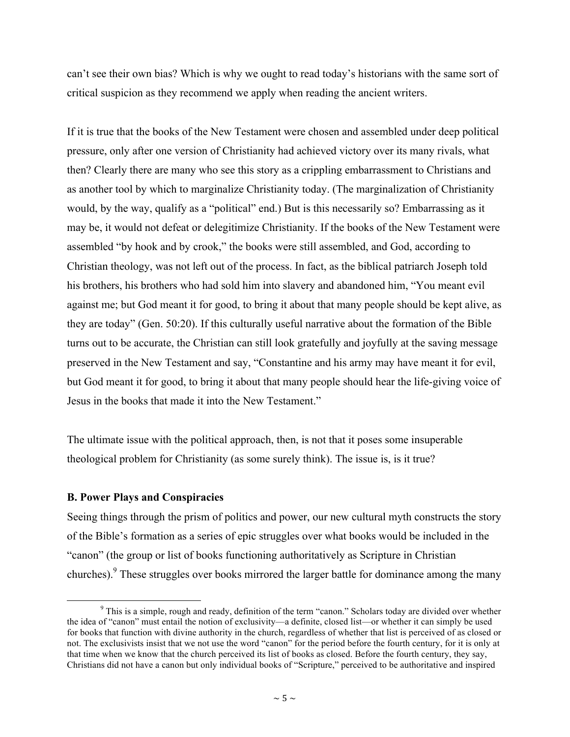can't see their own bias? Which is why we ought to read today's historians with the same sort of critical suspicion as they recommend we apply when reading the ancient writers.

If it is true that the books of the New Testament were chosen and assembled under deep political pressure, only after one version of Christianity had achieved victory over its many rivals, what then? Clearly there are many who see this story as a crippling embarrassment to Christians and as another tool by which to marginalize Christianity today. (The marginalization of Christianity would, by the way, qualify as a "political" end.) But is this necessarily so? Embarrassing as it may be, it would not defeat or delegitimize Christianity. If the books of the New Testament were assembled "by hook and by crook," the books were still assembled, and God, according to Christian theology, was not left out of the process. In fact, as the biblical patriarch Joseph told his brothers, his brothers who had sold him into slavery and abandoned him, "You meant evil against me; but God meant it for good, to bring it about that many people should be kept alive, as they are today" (Gen. 50:20). If this culturally useful narrative about the formation of the Bible turns out to be accurate, the Christian can still look gratefully and joyfully at the saving message preserved in the New Testament and say, "Constantine and his army may have meant it for evil, but God meant it for good, to bring it about that many people should hear the life-giving voice of Jesus in the books that made it into the New Testament."

The ultimate issue with the political approach, then, is not that it poses some insuperable theological problem for Christianity (as some surely think). The issue is, is it true?

### B. Power Plays and Conspiracies

Seeing things through the prism of politics and power, our new cultural myth constructs the story of the Bible's formation as a series of epic struggles over what books would be included in the "canon" (the group or list of books functioning authoritatively as Scripture in Christian churches).[9] These struggles over books mirrored the larger battle for dominance among the many

[9] This is a simple, rough and ready, definition of the term "canon." Scholars today are divided over whether the idea of "canon" must entail the notion of exclusivity—a definite, closed list—or whether it can simply be used for books that function with divine authority in the church, regardless of whether that list is perceived of as closed or not. The exclusivists insist that we not use the word "canon" for the period before the fourth century, for it is only at that time when we know that the church perceived its list of books as closed. Before the fourth century, they say, Christians did not have a canon but only individual books of "Scripture," perceived to be authoritative and inspired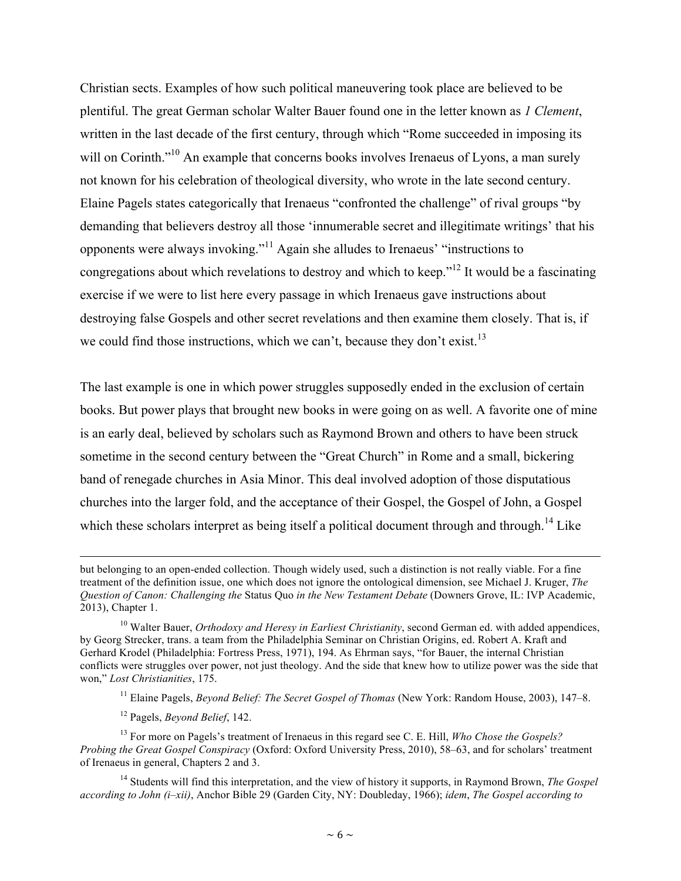Christian sects. Examples of how such political maneuvering took place are believed to be plentiful. The great German scholar Walter Bauer found one in the letter known as *1 Clement*, written in the last decade of the first century, through which "Rome succeeded in imposing its will on Corinth."[10] An example that concerns books involves Irenaeus of Lyons, a man surely not known for his celebration of theological diversity, who wrote in the late second century. Elaine Pagels states categorically that Irenaeus "confronted the challenge" of rival groups "by demanding that believers destroy all those 'innumerable secret and illegitimate writings' that his opponents were always invoking."[11] Again she alludes to Irenaeus' "instructions to congregations about which revelations to destroy and which to keep."[12] It would be a fascinating exercise if we were to list here every passage in which Irenaeus gave instructions about destroying false Gospels and other secret revelations and then examine them closely. That is, if we could find those instructions, which we can't, because they don't exist.[13]

The last example is one in which power struggles supposedly ended in the exclusion of certain books. But power plays that brought new books in were going on as well. A favorite one of mine is an early deal, believed by scholars such as Raymond Brown and others to have been struck sometime in the second century between the "Great Church" in Rome and a small, bickering band of renegade churches in Asia Minor. This deal involved adoption of those disputatious churches into the larger fold, and the acceptance of their Gospel, the Gospel of John, a Gospel which these scholars interpret as being itself a political document through and through.[14] Like

---

but belonging to an open-ended collection. Though widely used, such a distinction is not really viable. For a fine treatment of the definition issue, one which does not ignore the ontological dimension, see Michael J. Kruger, *The Question of Canon: Challenging the* Status Quo *in the New Testament Debate* (Downers Grove, IL: IVP Academic, 2013), Chapter 1.

[10] Walter Bauer, *Orthodoxy and Heresy in Earliest Christianity*, second German ed. with added appendices, by Georg Strecker, trans. a team from the Philadelphia Seminar on Christian Origins, ed. Robert A. Kraft and Gerhard Krodel (Philadelphia: Fortress Press, 1971), 194. As Ehrman says, "for Bauer, the internal Christian conflicts were struggles over power, not just theology. And the side that knew how to utilize power was the side that won," *Lost Christianities*, 175.

[11] Elaine Pagels, *Beyond Belief: The Secret Gospel of Thomas* (New York: Random House, 2003), 147–8.

[12] Pagels, *Beyond Belief*, 142.

[13] For more on Pagels's treatment of Irenaeus in this regard see C. E. Hill, *Who Chose the Gospels? Probing the Great Gospel Conspiracy* (Oxford: Oxford University Press, 2010), 58–63, and for scholars' treatment of Irenaeus in general, Chapters 2 and 3.

[14] Students will find this interpretation, and the view of history it supports, in Raymond Brown, *The Gospel according to John (i–xii)*, Anchor Bible 29 (Garden City, NY: Doubleday, 1966); *idem*, *The Gospel according to*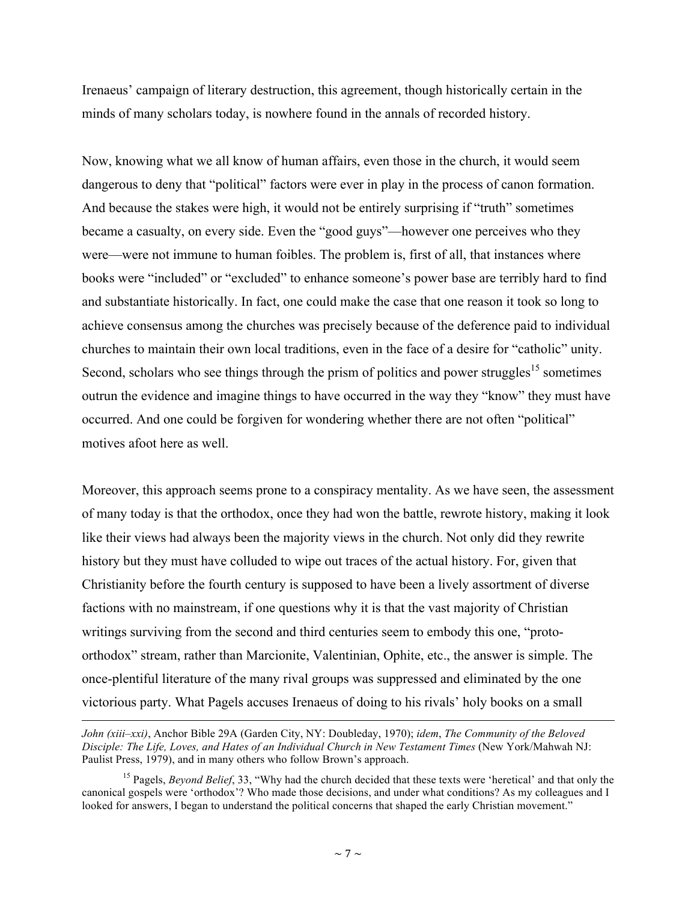Irenaeus' campaign of literary destruction, this agreement, though historically certain in the minds of many scholars today, is nowhere found in the annals of recorded history.

Now, knowing what we all know of human affairs, even those in the church, it would seem dangerous to deny that "political" factors were ever in play in the process of canon formation. And because the stakes were high, it would not be entirely surprising if "truth" sometimes became a casualty, on every side. Even the "good guys"—however one perceives who they were—were not immune to human foibles. The problem is, first of all, that instances where books were "included" or "excluded" to enhance someone's power base are terribly hard to find and substantiate historically. In fact, one could make the case that one reason it took so long to achieve consensus among the churches was precisely because of the deference paid to individual churches to maintain their own local traditions, even in the face of a desire for "catholic" unity. Second, scholars who see things through the prism of politics and power struggles[15] sometimes outrun the evidence and imagine things to have occurred in the way they "know" they must have occurred. And one could be forgiven for wondering whether there are not often "political" motives afoot here as well.

Moreover, this approach seems prone to a conspiracy mentality. As we have seen, the assessment of many today is that the orthodox, once they had won the battle, rewrote history, making it look like their views had always been the majority views in the church. Not only did they rewrite history but they must have colluded to wipe out traces of the actual history. For, given that Christianity before the fourth century is supposed to have been a lively assortment of diverse factions with no mainstream, if one questions why it is that the vast majority of Christian writings surviving from the second and third centuries seem to embody this one, "proto-orthodox" stream, rather than Marcionite, Valentinian, Ophite, etc., the answer is simple. The once-plentiful literature of the many rival groups was suppressed and eliminated by the one victorious party. What Pagels accuses Irenaeus of doing to his rivals' holy books on a small

---

*John (xiii–xxi)*, Anchor Bible 29A (Garden City, NY: Doubleday, 1970); *idem*, *The Community of the Beloved Disciple: The Life, Loves, and Hates of an Individual Church in New Testament Times* (New York/Mahwah NJ: Paulist Press, 1979), and in many others who follow Brown's approach.

[15] Pagels, *Beyond Belief*, 33, "Why had the church decided that these texts were 'heretical' and that only the canonical gospels were 'orthodox'? Who made those decisions, and under what conditions? As my colleagues and I looked for answers, I began to understand the political concerns that shaped the early Christian movement."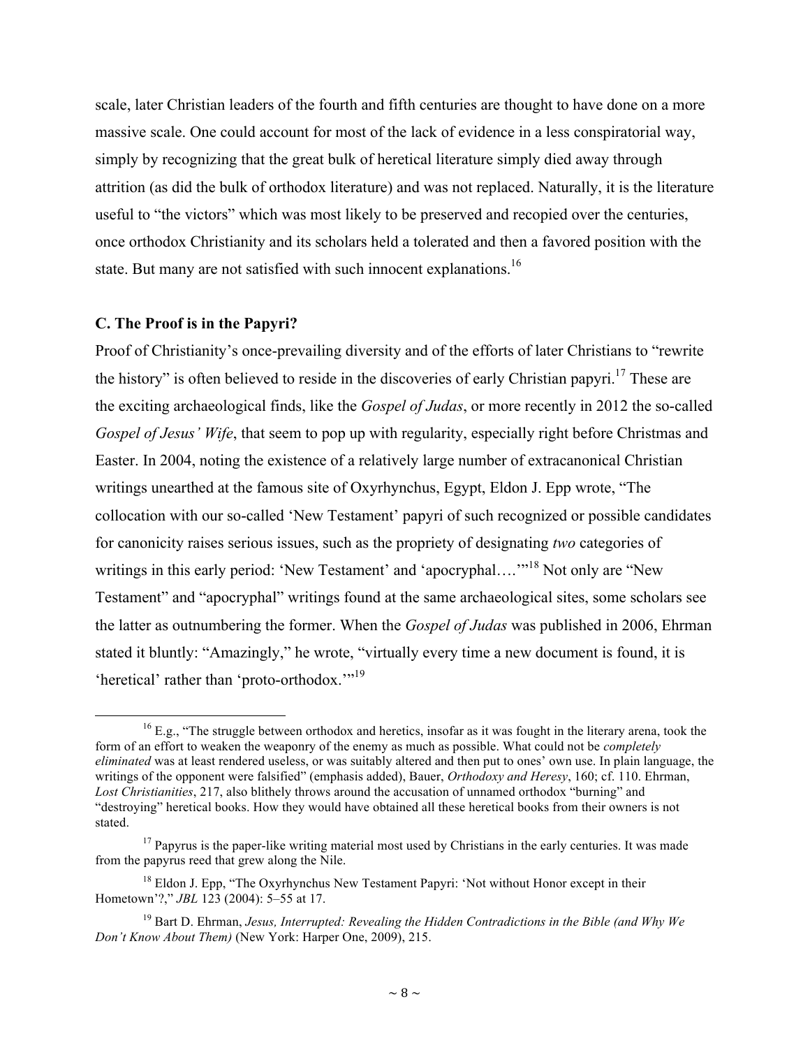scale, later Christian leaders of the fourth and fifth centuries are thought to have done on a more massive scale. One could account for most of the lack of evidence in a less conspiratorial way, simply by recognizing that the great bulk of heretical literature simply died away through attrition (as did the bulk of orthodox literature) and was not replaced. Naturally, it is the literature useful to "the victors" which was most likely to be preserved and recopied over the centuries, once orthodox Christianity and its scholars held a tolerated and then a favored position with the state. But many are not satisfied with such innocent explanations.[16]

### C. The Proof is in the Papyri?

Proof of Christianity's once-prevailing diversity and of the efforts of later Christians to "rewrite the history" is often believed to reside in the discoveries of early Christian papyri.[17] These are the exciting archaeological finds, like the *Gospel of Judas*, or more recently in 2012 the so-called *Gospel of Jesus' Wife*, that seem to pop up with regularity, especially right before Christmas and Easter. In 2004, noting the existence of a relatively large number of extracanonical Christian writings unearthed at the famous site of Oxyrhynchus, Egypt, Eldon J. Epp wrote, "The collocation with our so-called 'New Testament' papyri of such recognized or possible candidates for canonicity raises serious issues, such as the propriety of designating *two* categories of writings in this early period: 'New Testament' and 'apocryphal….'"[18] Not only are "New Testament" and "apocryphal" writings found at the same archaeological sites, some scholars see the latter as outnumbering the former. When the *Gospel of Judas* was published in 2006, Ehrman stated it bluntly: "Amazingly," he wrote, "virtually every time a new document is found, it is 'heretical' rather than 'proto-orthodox.'"[19]

---

[16] E.g., "The struggle between orthodox and heretics, insofar as it was fought in the literary arena, took the form of an effort to weaken the weaponry of the enemy as much as possible. What could not be *completely eliminated* was at least rendered useless, or was suitably altered and then put to ones' own use. In plain language, the writings of the opponent were falsified" (emphasis added), Bauer, *Orthodoxy and Heresy*, 160; cf. 110. Ehrman, *Lost Christianities*, 217, also blithely throws around the accusation of unnamed orthodox "burning" and "destroying" heretical books. How they would have obtained all these heretical books from their owners is not stated.

[17] Papyrus is the paper-like writing material most used by Christians in the early centuries. It was made from the papyrus reed that grew along the Nile.

[18] Eldon J. Epp, "The Oxyrhynchus New Testament Papyri: 'Not without Honor except in their Hometown'?," *JBL* 123 (2004): 5–55 at 17.

[19] Bart D. Ehrman, *Jesus, Interrupted: Revealing the Hidden Contradictions in the Bible (and Why We Don't Know About Them)* (New York: Harper One, 2009), 215.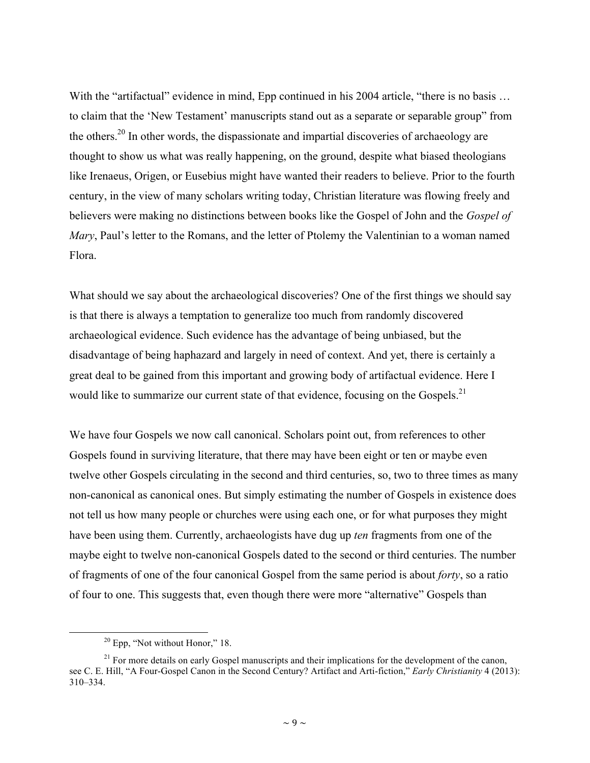With the "artifactual" evidence in mind, Epp continued in his 2004 article, "there is no basis … to claim that the 'New Testament' manuscripts stand out as a separate or separable group" from the others.[20] In other words, the dispassionate and impartial discoveries of archaeology are thought to show us what was really happening, on the ground, despite what biased theologians like Irenaeus, Origen, or Eusebius might have wanted their readers to believe. Prior to the fourth century, in the view of many scholars writing today, Christian literature was flowing freely and believers were making no distinctions between books like the Gospel of John and the *Gospel of Mary*, Paul's letter to the Romans, and the letter of Ptolemy the Valentinian to a woman named Flora.

What should we say about the archaeological discoveries? One of the first things we should say is that there is always a temptation to generalize too much from randomly discovered archaeological evidence. Such evidence has the advantage of being unbiased, but the disadvantage of being haphazard and largely in need of context. And yet, there is certainly a great deal to be gained from this important and growing body of artifactual evidence. Here I would like to summarize our current state of that evidence, focusing on the Gospels.[21]

We have four Gospels we now call canonical. Scholars point out, from references to other Gospels found in surviving literature, that there may have been eight or ten or maybe even twelve other Gospels circulating in the second and third centuries, so, two to three times as many non-canonical as canonical ones. But simply estimating the number of Gospels in existence does not tell us how many people or churches were using each one, or for what purposes they might have been using them. Currently, archaeologists have dug up *ten* fragments from one of the maybe eight to twelve non-canonical Gospels dated to the second or third centuries. The number of fragments of one of the four canonical Gospel from the same period is about *forty*, so a ratio of four to one. This suggests that, even though there were more "alternative" Gospels than

[20] Epp, "Not without Honor," 18.

[21] For more details on early Gospel manuscripts and their implications for the development of the canon, see C. E. Hill, "A Four-Gospel Canon in the Second Century? Artifact and Arti-fiction," *Early Christianity* 4 (2013): 310–334.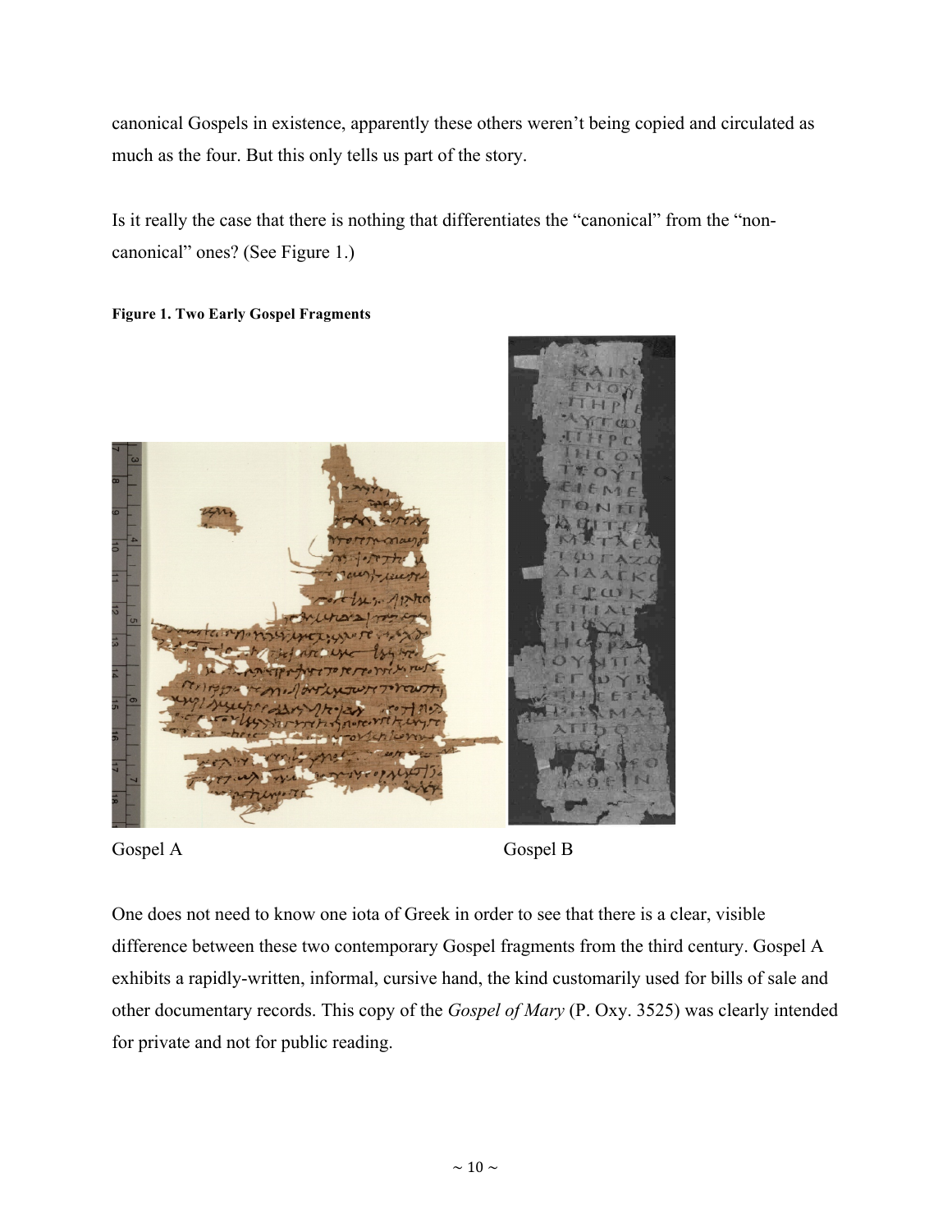canonical Gospels in existence, apparently these others weren't being copied and circulated as much as the four. But this only tells us part of the story.

Is it really the case that there is nothing that differentiates the "canonical" from the "non-canonical" ones? (See Figure 1.)

**Figure 1. Two Early Gospel Fragments**

Gospel A Gospel B

One does not need to know one iota of Greek in order to see that there is a clear, visible difference between these two contemporary Gospel fragments from the third century. Gospel A exhibits a rapidly-written, informal, cursive hand, the kind customarily used for bills of sale and other documentary records. This copy of the *Gospel of Mary* (P. Oxy. 3525) was clearly intended for private and not for public reading.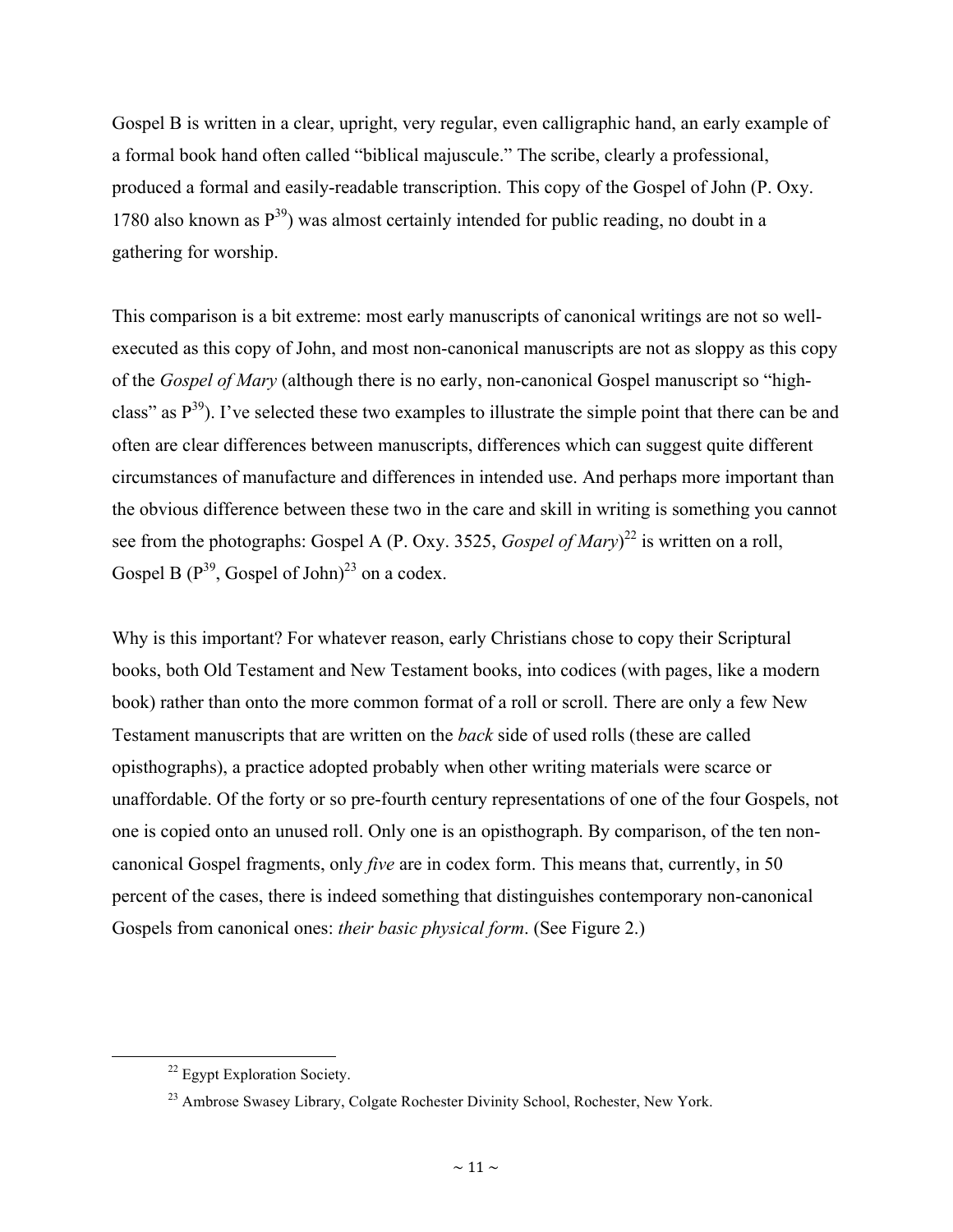Gospel B is written in a clear, upright, very regular, even calligraphic hand, an early example of a formal book hand often called "biblical majuscule." The scribe, clearly a professional, produced a formal and easily-readable transcription. This copy of the Gospel of John (P. Oxy. 1780 also known as $P^{39}$) was almost certainly intended for public reading, no doubt in a gathering for worship.

This comparison is a bit extreme: most early manuscripts of canonical writings are not so well-executed as this copy of John, and most non-canonical manuscripts are not as sloppy as this copy of the *Gospel of Mary* (although there is no early, non-canonical Gospel manuscript so "high-class" as $P^{39}$). I've selected these two examples to illustrate the simple point that there can be and often are clear differences between manuscripts, differences which can suggest quite different circumstances of manufacture and differences in intended use. And perhaps more important than the obvious difference between these two in the care and skill in writing is something you cannot see from the photographs: Gospel A (P. Oxy. 3525, *Gospel of Mary*)[22] is written on a roll, Gospel B ($P^{39}$, Gospel of John)[23] on a codex.

Why is this important? For whatever reason, early Christians chose to copy their Scriptural books, both Old Testament and New Testament books, into codices (with pages, like a modern book) rather than onto the more common format of a roll or scroll. There are only a few New Testament manuscripts that are written on the *back* side of used rolls (these are called opisthographs), a practice adopted probably when other writing materials were scarce or unaffordable. Of the forty or so pre-fourth century representations of one of the four Gospels, not one is copied onto an unused roll. Only one is an opisthograph. By comparison, of the ten non-canonical Gospel fragments, only *five* are in codex form. This means that, currently, in 50 percent of the cases, there is indeed something that distinguishes contemporary non-canonical Gospels from canonical ones: *their basic physical form*. (See Figure 2.)

---

[22] Egypt Exploration Society.

[23] Ambrose Swasey Library, Colgate Rochester Divinity School, Rochester, New York.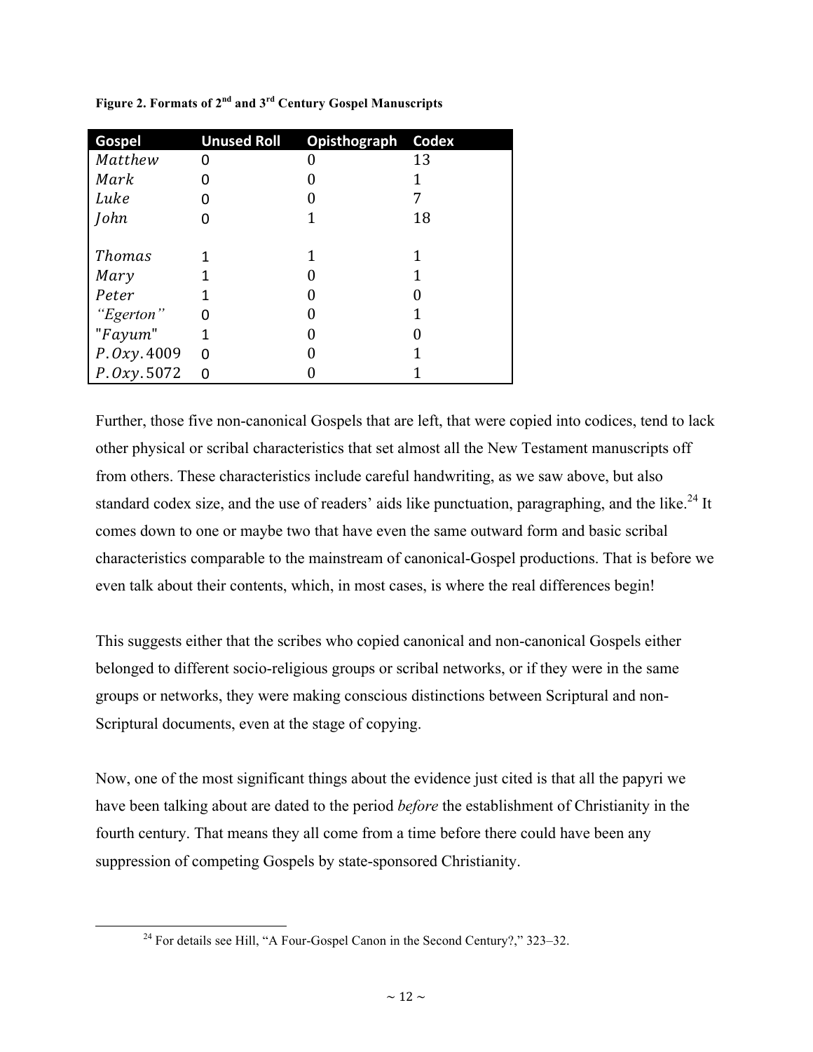**Figure 2. Formats of 2nd and 3rd Century Gospel Manuscripts**

| Gospel | Unused Roll | Opisthograph | Codex |
|---|---|---|---|
| *Matthew* | 0 | 0 | 13 |
| *Mark* | 0 | 0 | 1 |
| *Luke* | 0 | 0 | 7 |
| *John* | 0 | 1 | 18 |
| | | | |
| *Thomas* | 1 | 1 | 1 |
| *Mary* | 1 | 0 | 1 |
| *Peter* | 1 | 0 | 0 |
| *"Egerton"* | 0 | 0 | 1 |
| "*Fayum*" | 1 | 0 | 0 |
| *P.Oxy.*4009 | 0 | 0 | 1 |
| *P.Oxy.*5072 | 0 | 0 | 1 |

Further, those five non-canonical Gospels that are left, that were copied into codices, tend to lack other physical or scribal characteristics that set almost all the New Testament manuscripts off from others. These characteristics include careful handwriting, as we saw above, but also standard codex size, and the use of readers' aids like punctuation, paragraphing, and the like.[24] It comes down to one or maybe two that have even the same outward form and basic scribal characteristics comparable to the mainstream of canonical-Gospel productions. That is before we even talk about their contents, which, in most cases, is where the real differences begin!

This suggests either that the scribes who copied canonical and non-canonical Gospels either belonged to different socio-religious groups or scribal networks, or if they were in the same groups or networks, they were making conscious distinctions between Scriptural and non-Scriptural documents, even at the stage of copying.

Now, one of the most significant things about the evidence just cited is that all the papyri we have been talking about are dated to the period *before* the establishment of Christianity in the fourth century. That means they all come from a time before there could have been any suppression of competing Gospels by state-sponsored Christianity.

[24] For details see Hill, "A Four-Gospel Canon in the Second Century?," 323–32.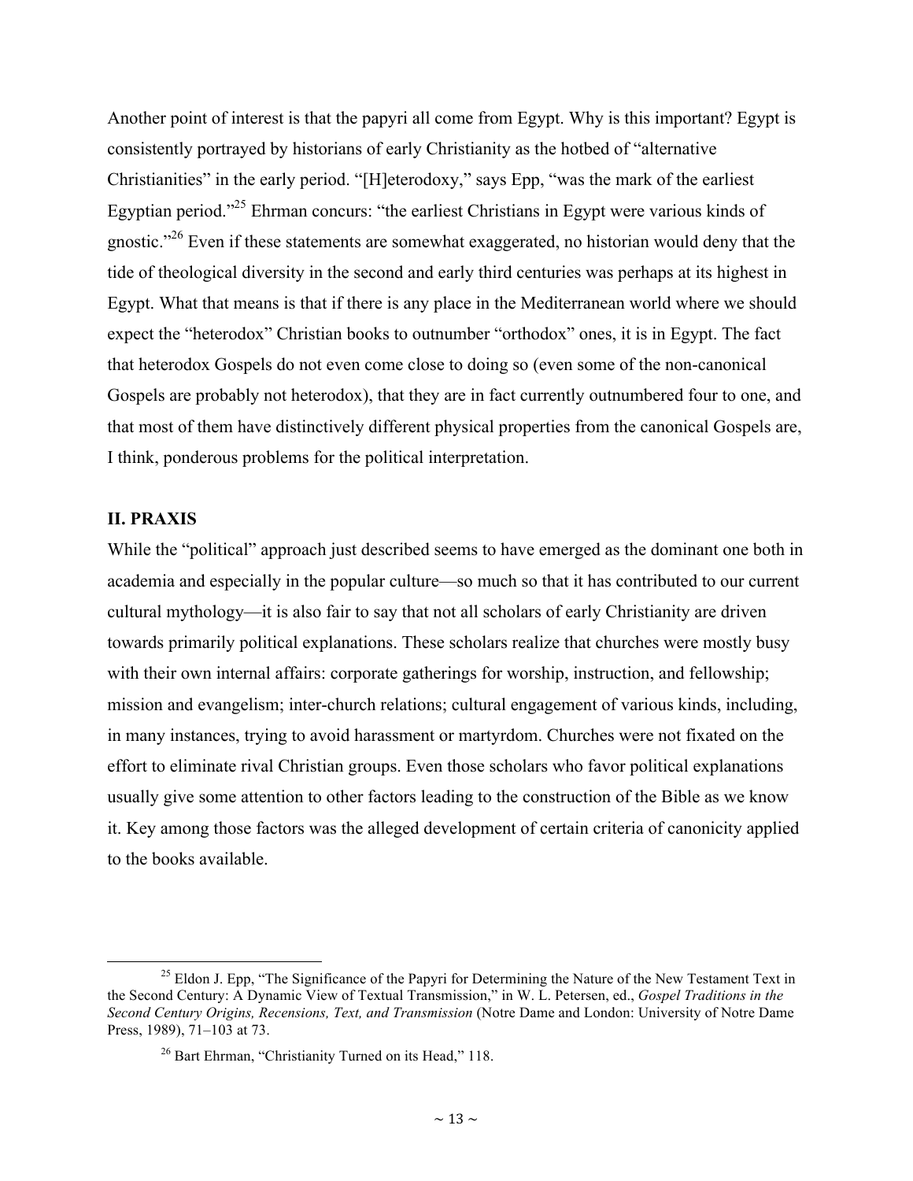Another point of interest is that the papyri all come from Egypt. Why is this important? Egypt is consistently portrayed by historians of early Christianity as the hotbed of "alternative Christianities" in the early period. "[H]eterodoxy," says Epp, "was the mark of the earliest Egyptian period."[25] Ehrman concurs: "the earliest Christians in Egypt were various kinds of gnostic."[26] Even if these statements are somewhat exaggerated, no historian would deny that the tide of theological diversity in the second and early third centuries was perhaps at its highest in Egypt. What that means is that if there is any place in the Mediterranean world where we should expect the "heterodox" Christian books to outnumber "orthodox" ones, it is in Egypt. The fact that heterodox Gospels do not even come close to doing so (even some of the non-canonical Gospels are probably not heterodox), that they are in fact currently outnumbered four to one, and that most of them have distinctively different physical properties from the canonical Gospels are, I think, ponderous problems for the political interpretation.

## II. PRAXIS

While the "political" approach just described seems to have emerged as the dominant one both in academia and especially in the popular culture—so much so that it has contributed to our current cultural mythology—it is also fair to say that not all scholars of early Christianity are driven towards primarily political explanations. These scholars realize that churches were mostly busy with their own internal affairs: corporate gatherings for worship, instruction, and fellowship; mission and evangelism; inter-church relations; cultural engagement of various kinds, including, in many instances, trying to avoid harassment or martyrdom. Churches were not fixated on the effort to eliminate rival Christian groups. Even those scholars who favor political explanations usually give some attention to other factors leading to the construction of the Bible as we know it. Key among those factors was the alleged development of certain criteria of canonicity applied to the books available.

[25] Eldon J. Epp, "The Significance of the Papyri for Determining the Nature of the New Testament Text in the Second Century: A Dynamic View of Textual Transmission," in W. L. Petersen, ed., *Gospel Traditions in the Second Century Origins, Recensions, Text, and Transmission* (Notre Dame and London: University of Notre Dame Press, 1989), 71–103 at 73.

[26] Bart Ehrman, "Christianity Turned on its Head," 118.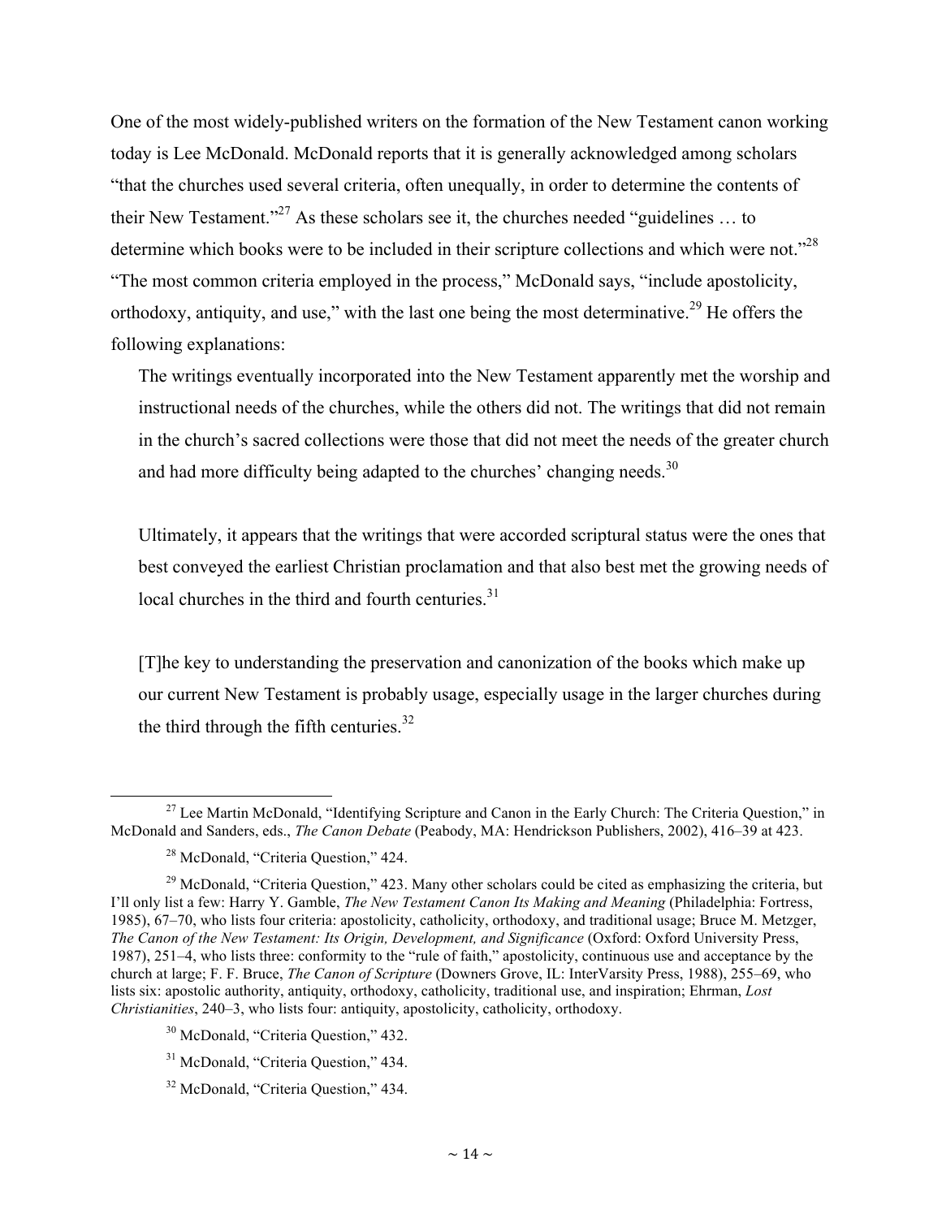One of the most widely-published writers on the formation of the New Testament canon working today is Lee McDonald. McDonald reports that it is generally acknowledged among scholars "that the churches used several criteria, often unequally, in order to determine the contents of their New Testament."[27] As these scholars see it, the churches needed "guidelines … to determine which books were to be included in their scripture collections and which were not."[28] "The most common criteria employed in the process," McDonald says, "include apostolicity, orthodoxy, antiquity, and use," with the last one being the most determinative.[29] He offers the following explanations:

> The writings eventually incorporated into the New Testament apparently met the worship and instructional needs of the churches, while the others did not. The writings that did not remain in the church's sacred collections were those that did not meet the needs of the greater church and had more difficulty being adapted to the churches' changing needs.[30]
>
> Ultimately, it appears that the writings that were accorded scriptural status were the ones that best conveyed the earliest Christian proclamation and that also best met the growing needs of local churches in the third and fourth centuries.[31]
>
> [T]he key to understanding the preservation and canonization of the books which make up our current New Testament is probably usage, especially usage in the larger churches during the third through the fifth centuries.[32]

---

[27] Lee Martin McDonald, "Identifying Scripture and Canon in the Early Church: The Criteria Question," in McDonald and Sanders, eds., *The Canon Debate* (Peabody, MA: Hendrickson Publishers, 2002), 416–39 at 423.

[28] McDonald, "Criteria Question," 424.

[29] McDonald, "Criteria Question," 423. Many other scholars could be cited as emphasizing the criteria, but I'll only list a few: Harry Y. Gamble, *The New Testament Canon Its Making and Meaning* (Philadelphia: Fortress, 1985), 67–70, who lists four criteria: apostolicity, catholicity, orthodoxy, and traditional usage; Bruce M. Metzger, *The Canon of the New Testament: Its Origin, Development, and Significance* (Oxford: Oxford University Press, 1987), 251–4, who lists three: conformity to the "rule of faith," apostolicity, continuous use and acceptance by the church at large; F. F. Bruce, *The Canon of Scripture* (Downers Grove, IL: InterVarsity Press, 1988), 255–69, who lists six: apostolic authority, antiquity, orthodoxy, catholicity, traditional use, and inspiration; Ehrman, *Lost Christianities*, 240–3, who lists four: antiquity, apostolicity, catholicity, orthodoxy.

[30] McDonald, "Criteria Question," 432.

[31] McDonald, "Criteria Question," 434.

[32] McDonald, "Criteria Question," 434.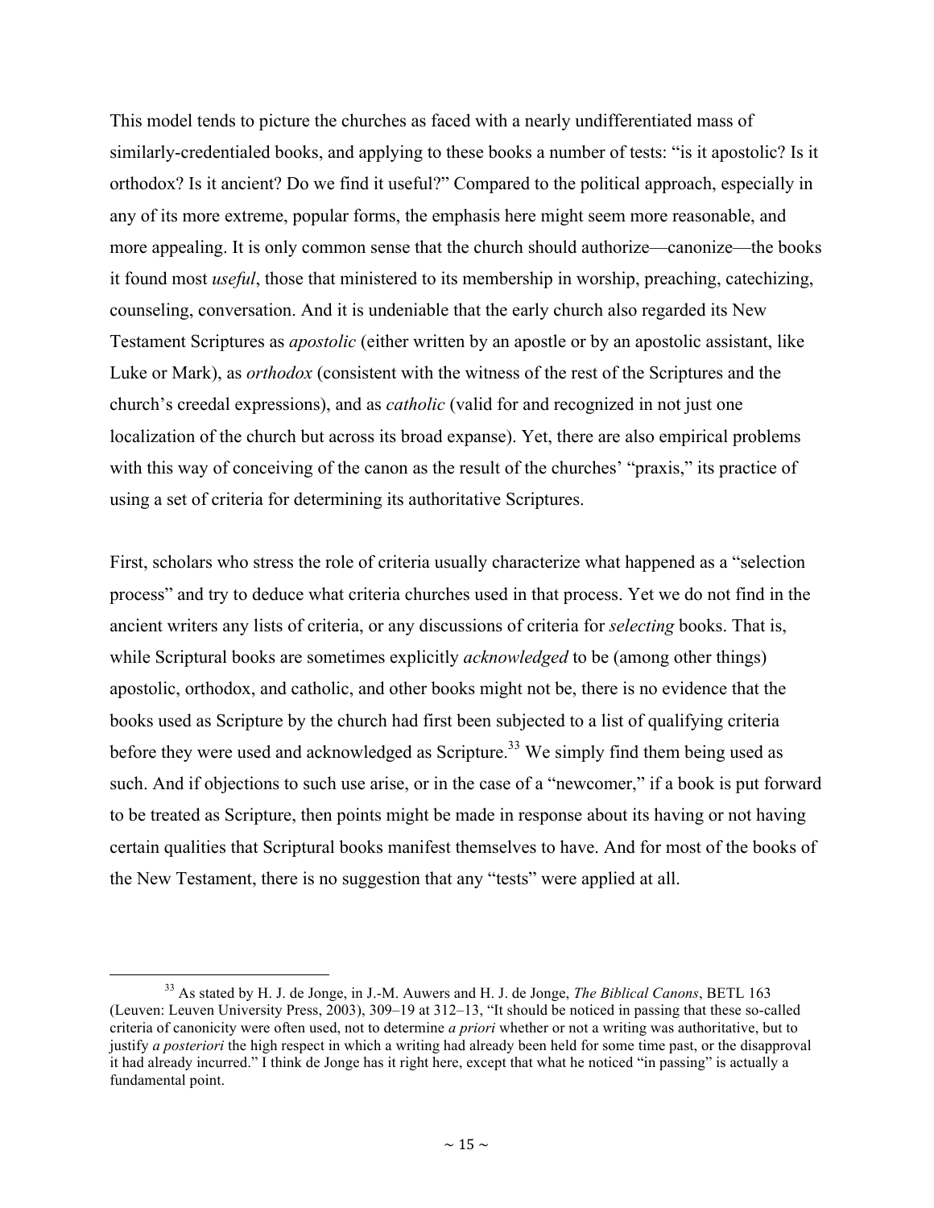This model tends to picture the churches as faced with a nearly undifferentiated mass of similarly-credentialed books, and applying to these books a number of tests: "is it apostolic? Is it orthodox? Is it ancient? Do we find it useful?" Compared to the political approach, especially in any of its more extreme, popular forms, the emphasis here might seem more reasonable, and more appealing. It is only common sense that the church should authorize—canonize—the books it found most *useful*, those that ministered to its membership in worship, preaching, catechizing, counseling, conversation. And it is undeniable that the early church also regarded its New Testament Scriptures as *apostolic* (either written by an apostle or by an apostolic assistant, like Luke or Mark), as *orthodox* (consistent with the witness of the rest of the Scriptures and the church's creedal expressions), and as *catholic* (valid for and recognized in not just one localization of the church but across its broad expanse). Yet, there are also empirical problems with this way of conceiving of the canon as the result of the churches' "praxis," its practice of using a set of criteria for determining its authoritative Scriptures.

First, scholars who stress the role of criteria usually characterize what happened as a "selection process" and try to deduce what criteria churches used in that process. Yet we do not find in the ancient writers any lists of criteria, or any discussions of criteria for *selecting* books. That is, while Scriptural books are sometimes explicitly *acknowledged* to be (among other things) apostolic, orthodox, and catholic, and other books might not be, there is no evidence that the books used as Scripture by the church had first been subjected to a list of qualifying criteria before they were used and acknowledged as Scripture.[33] We simply find them being used as such. And if objections to such use arise, or in the case of a "newcomer," if a book is put forward to be treated as Scripture, then points might be made in response about its having or not having certain qualities that Scriptural books manifest themselves to have. And for most of the books of the New Testament, there is no suggestion that any "tests" were applied at all.

[33] As stated by H. J. de Jonge, in J.-M. Auwers and H. J. de Jonge, *The Biblical Canons*, BETL 163 (Leuven: Leuven University Press, 2003), 309–19 at 312–13, "It should be noticed in passing that these so-called criteria of canonicity were often used, not to determine *a priori* whether or not a writing was authoritative, but to justify *a posteriori* the high respect in which a writing had already been held for some time past, or the disapproval it had already incurred." I think de Jonge has it right here, except that what he noticed "in passing" is actually a fundamental point.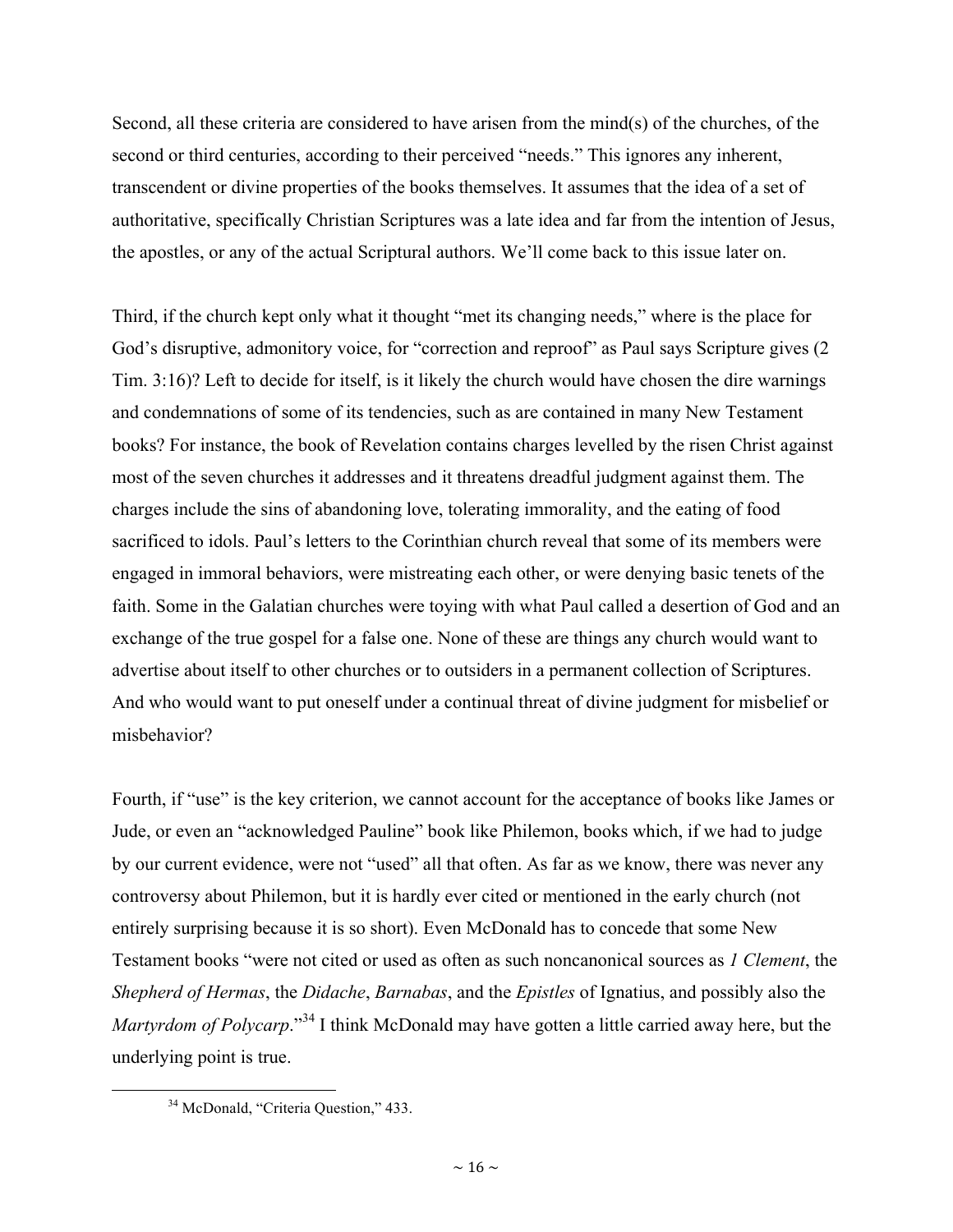Second, all these criteria are considered to have arisen from the mind(s) of the churches, of the second or third centuries, according to their perceived "needs." This ignores any inherent, transcendent or divine properties of the books themselves. It assumes that the idea of a set of authoritative, specifically Christian Scriptures was a late idea and far from the intention of Jesus, the apostles, or any of the actual Scriptural authors. We'll come back to this issue later on.

Third, if the church kept only what it thought "met its changing needs," where is the place for God's disruptive, admonitory voice, for "correction and reproof" as Paul says Scripture gives (2 Tim. 3:16)? Left to decide for itself, is it likely the church would have chosen the dire warnings and condemnations of some of its tendencies, such as are contained in many New Testament books? For instance, the book of Revelation contains charges levelled by the risen Christ against most of the seven churches it addresses and it threatens dreadful judgment against them. The charges include the sins of abandoning love, tolerating immorality, and the eating of food sacrificed to idols. Paul's letters to the Corinthian church reveal that some of its members were engaged in immoral behaviors, were mistreating each other, or were denying basic tenets of the faith. Some in the Galatian churches were toying with what Paul called a desertion of God and an exchange of the true gospel for a false one. None of these are things any church would want to advertise about itself to other churches or to outsiders in a permanent collection of Scriptures. And who would want to put oneself under a continual threat of divine judgment for misbelief or misbehavior?

Fourth, if "use" is the key criterion, we cannot account for the acceptance of books like James or Jude, or even an "acknowledged Pauline" book like Philemon, books which, if we had to judge by our current evidence, were not "used" all that often. As far as we know, there was never any controversy about Philemon, but it is hardly ever cited or mentioned in the early church (not entirely surprising because it is so short). Even McDonald has to concede that some New Testament books "were not cited or used as often as such noncanonical sources as *1 Clement*, the *Shepherd of Hermas*, the *Didache*, *Barnabas*, and the *Epistles* of Ignatius, and possibly also the *Martyrdom of Polycarp*."[34] I think McDonald may have gotten a little carried away here, but the underlying point is true.

[34] McDonald, "Criteria Question," 433.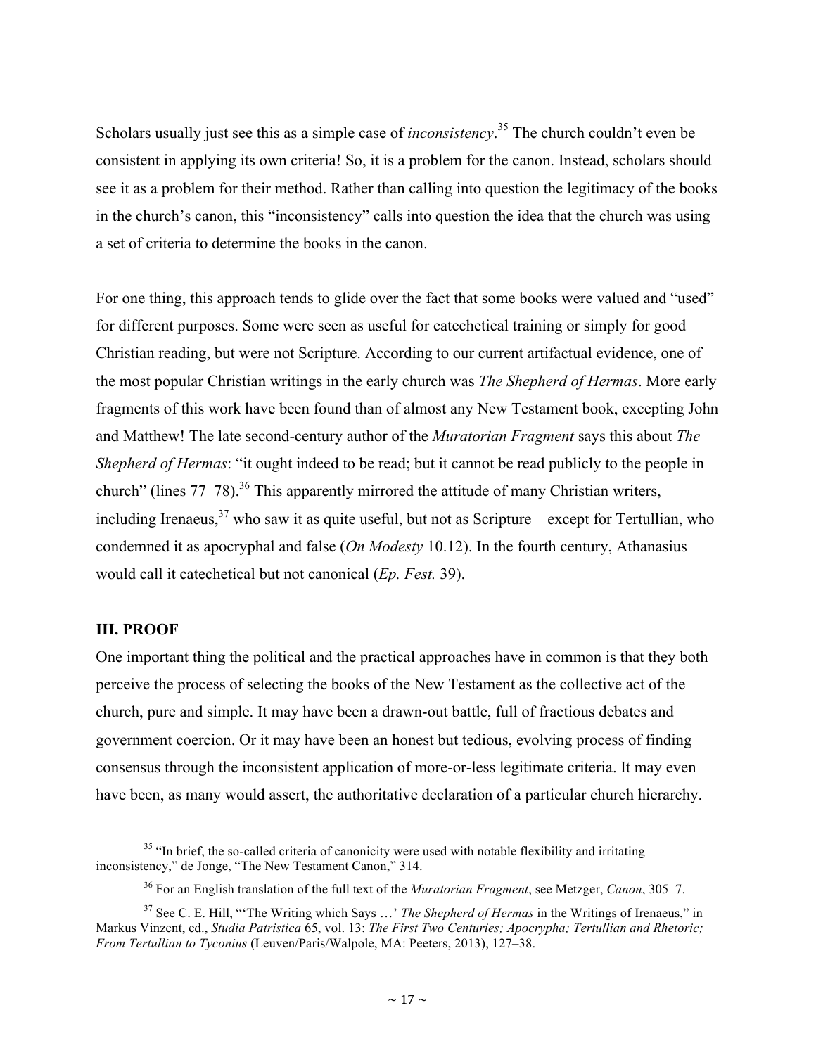Scholars usually just see this as a simple case of *inconsistency*.[35] The church couldn't even be consistent in applying its own criteria! So, it is a problem for the canon. Instead, scholars should see it as a problem for their method. Rather than calling into question the legitimacy of the books in the church's canon, this "inconsistency" calls into question the idea that the church was using a set of criteria to determine the books in the canon.

For one thing, this approach tends to glide over the fact that some books were valued and "used" for different purposes. Some were seen as useful for catechetical training or simply for good Christian reading, but were not Scripture. According to our current artifactual evidence, one of the most popular Christian writings in the early church was *The Shepherd of Hermas*. More early fragments of this work have been found than of almost any New Testament book, excepting John and Matthew! The late second-century author of the *Muratorian Fragment* says this about *The Shepherd of Hermas*: "it ought indeed to be read; but it cannot be read publicly to the people in church" (lines 77–78).[36] This apparently mirrored the attitude of many Christian writers, including Irenaeus,[37] who saw it as quite useful, but not as Scripture—except for Tertullian, who condemned it as apocryphal and false (*On Modesty* 10.12). In the fourth century, Athanasius would call it catechetical but not canonical (*Ep. Fest.* 39).

## III. PROOF

One important thing the political and the practical approaches have in common is that they both perceive the process of selecting the books of the New Testament as the collective act of the church, pure and simple. It may have been a drawn-out battle, full of fractious debates and government coercion. Or it may have been an honest but tedious, evolving process of finding consensus through the inconsistent application of more-or-less legitimate criteria. It may even have been, as many would assert, the authoritative declaration of a particular church hierarchy.

---

[35] "In brief, the so-called criteria of canonicity were used with notable flexibility and irritating inconsistency," de Jonge, "The New Testament Canon," 314.

[36] For an English translation of the full text of the *Muratorian Fragment*, see Metzger, *Canon*, 305–7.

[37] See C. E. Hill, "'The Writing which Says …' *The Shepherd of Hermas* in the Writings of Irenaeus," in Markus Vinzent, ed., *Studia Patristica* 65, vol. 13: *The First Two Centuries; Apocrypha; Tertullian and Rhetoric; From Tertullian to Tyconius* (Leuven/Paris/Walpole, MA: Peeters, 2013), 127–38.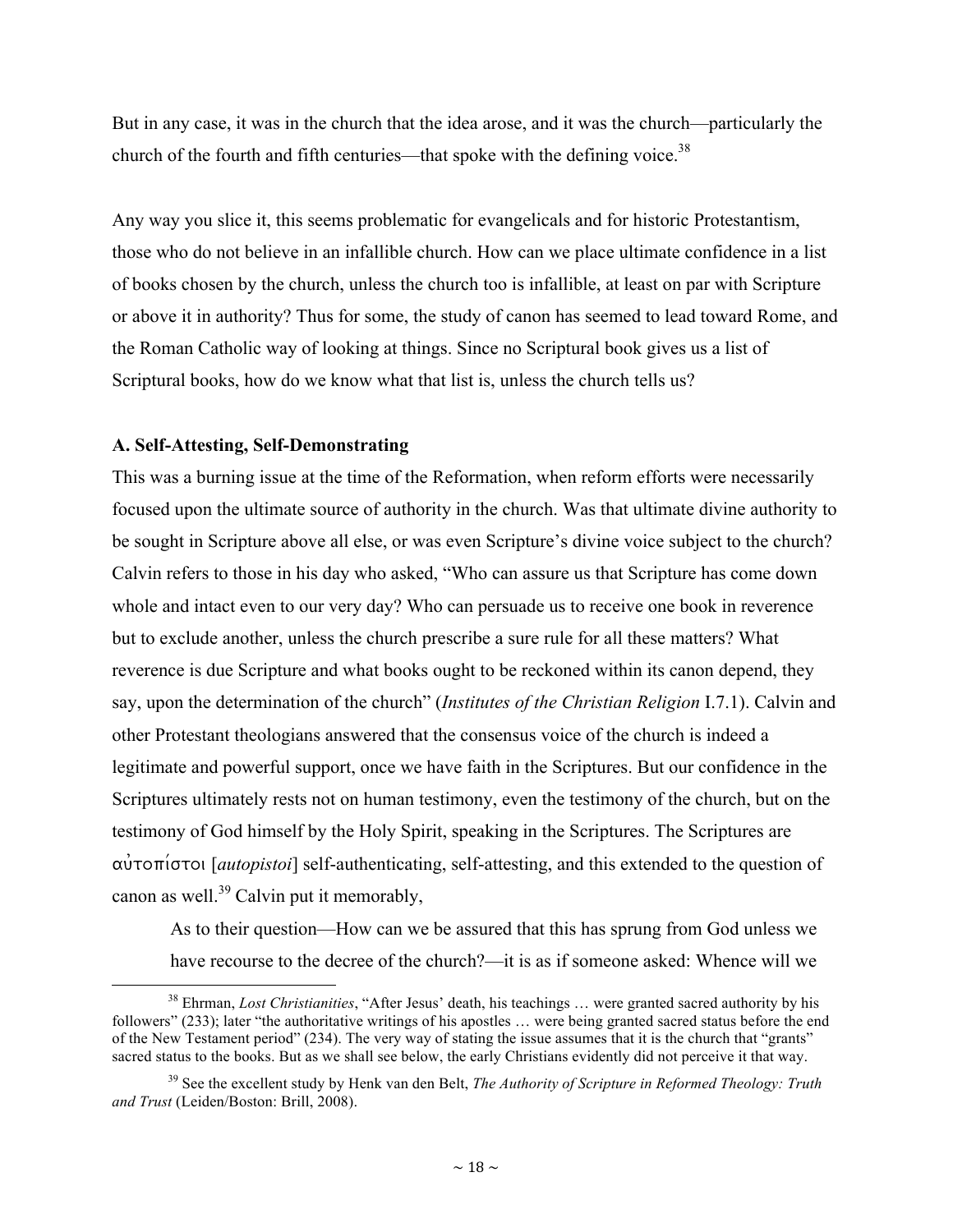But in any case, it was in the church that the idea arose, and it was the church—particularly the church of the fourth and fifth centuries—that spoke with the defining voice.[38]

Any way you slice it, this seems problematic for evangelicals and for historic Protestantism, those who do not believe in an infallible church. How can we place ultimate confidence in a list of books chosen by the church, unless the church too is infallible, at least on par with Scripture or above it in authority? Thus for some, the study of canon has seemed to lead toward Rome, and the Roman Catholic way of looking at things. Since no Scriptural book gives us a list of Scriptural books, how do we know what that list is, unless the church tells us?

### A. Self-Attesting, Self-Demonstrating

This was a burning issue at the time of the Reformation, when reform efforts were necessarily focused upon the ultimate source of authority in the church. Was that ultimate divine authority to be sought in Scripture above all else, or was even Scripture's divine voice subject to the church? Calvin refers to those in his day who asked, "Who can assure us that Scripture has come down whole and intact even to our very day? Who can persuade us to receive one book in reverence but to exclude another, unless the church prescribe a sure rule for all these matters? What reverence is due Scripture and what books ought to be reckoned within its canon depend, they say, upon the determination of the church" (*Institutes of the Christian Religion* I.7.1). Calvin and other Protestant theologians answered that the consensus voice of the church is indeed a legitimate and powerful support, once we have faith in the Scriptures. But our confidence in the Scriptures ultimately rests not on human testimony, even the testimony of the church, but on the testimony of God himself by the Holy Spirit, speaking in the Scriptures. The Scriptures are αὐτοπίστοι [*autopistoi*] self-authenticating, self-attesting, and this extended to the question of canon as well.[39] Calvin put it memorably,

> As to their question—How can we be assured that this has sprung from God unless we have recourse to the decree of the church?—it is as if someone asked: Whence will we

---

[38] Ehrman, *Lost Christianities*, "After Jesus' death, his teachings … were granted sacred authority by his followers" (233); later "the authoritative writings of his apostles … were being granted sacred status before the end of the New Testament period" (234). The very way of stating the issue assumes that it is the church that "grants" sacred status to the books. But as we shall see below, the early Christians evidently did not perceive it that way.

[39] See the excellent study by Henk van den Belt, *The Authority of Scripture in Reformed Theology: Truth and Trust* (Leiden/Boston: Brill, 2008).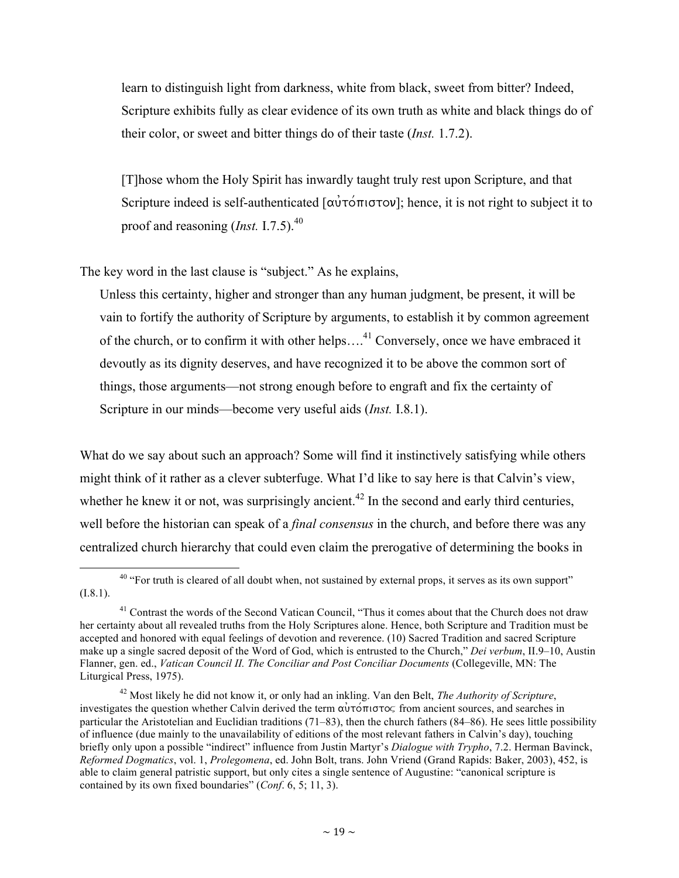learn to distinguish light from darkness, white from black, sweet from bitter? Indeed, Scripture exhibits fully as clear evidence of its own truth as white and black things do of their color, or sweet and bitter things do of their taste (*Inst.* 1.7.2).

> [T]hose whom the Holy Spirit has inwardly taught truly rest upon Scripture, and that Scripture indeed is self-authenticated [αὐτόπιστον]; hence, it is not right to subject it to proof and reasoning (*Inst.* I.7.5).[40]

The key word in the last clause is "subject." As he explains,

> Unless this certainty, higher and stronger than any human judgment, be present, it will be vain to fortify the authority of Scripture by arguments, to establish it by common agreement of the church, or to confirm it with other helps….[41] Conversely, once we have embraced it devoutly as its dignity deserves, and have recognized it to be above the common sort of things, those arguments—not strong enough before to engraft and fix the certainty of Scripture in our minds—become very useful aids (*Inst.* I.8.1).

What do we say about such an approach? Some will find it instinctively satisfying while others might think of it rather as a clever subterfuge. What I'd like to say here is that Calvin's view, whether he knew it or not, was surprisingly ancient.[42] In the second and early third centuries, well before the historian can speak of a *final consensus* in the church, and before there was any centralized church hierarchy that could even claim the prerogative of determining the books in

---

[40] "For truth is cleared of all doubt when, not sustained by external props, it serves as its own support" (I.8.1).

[41] Contrast the words of the Second Vatican Council, "Thus it comes about that the Church does not draw her certainty about all revealed truths from the Holy Scriptures alone. Hence, both Scripture and Tradition must be accepted and honored with equal feelings of devotion and reverence. (10) Sacred Tradition and sacred Scripture make up a single sacred deposit of the Word of God, which is entrusted to the Church," *Dei verbum*, II.9–10, Austin Flanner, gen. ed., *Vatican Council II. The Conciliar and Post Conciliar Documents* (Collegeville, MN: The Liturgical Press, 1975).

[42] Most likely he did not know it, or only had an inkling. Van den Belt, *The Authority of Scripture*, investigates the question whether Calvin derived the term αὐτόπιστος from ancient sources, and searches in particular the Aristotelian and Euclidian traditions (71–83), then the church fathers (84–86). He sees little possibility of influence (due mainly to the unavailability of editions of the most relevant fathers in Calvin's day), touching briefly only upon a possible "indirect" influence from Justin Martyr's *Dialogue with Trypho*, 7.2. Herman Bavinck, *Reformed Dogmatics*, vol. 1, *Prolegomena*, ed. John Bolt, trans. John Vriend (Grand Rapids: Baker, 2003), 452, is able to claim general patristic support, but only cites a single sentence of Augustine: "canonical scripture is contained by its own fixed boundaries" (*Conf*. 6, 5; 11, 3).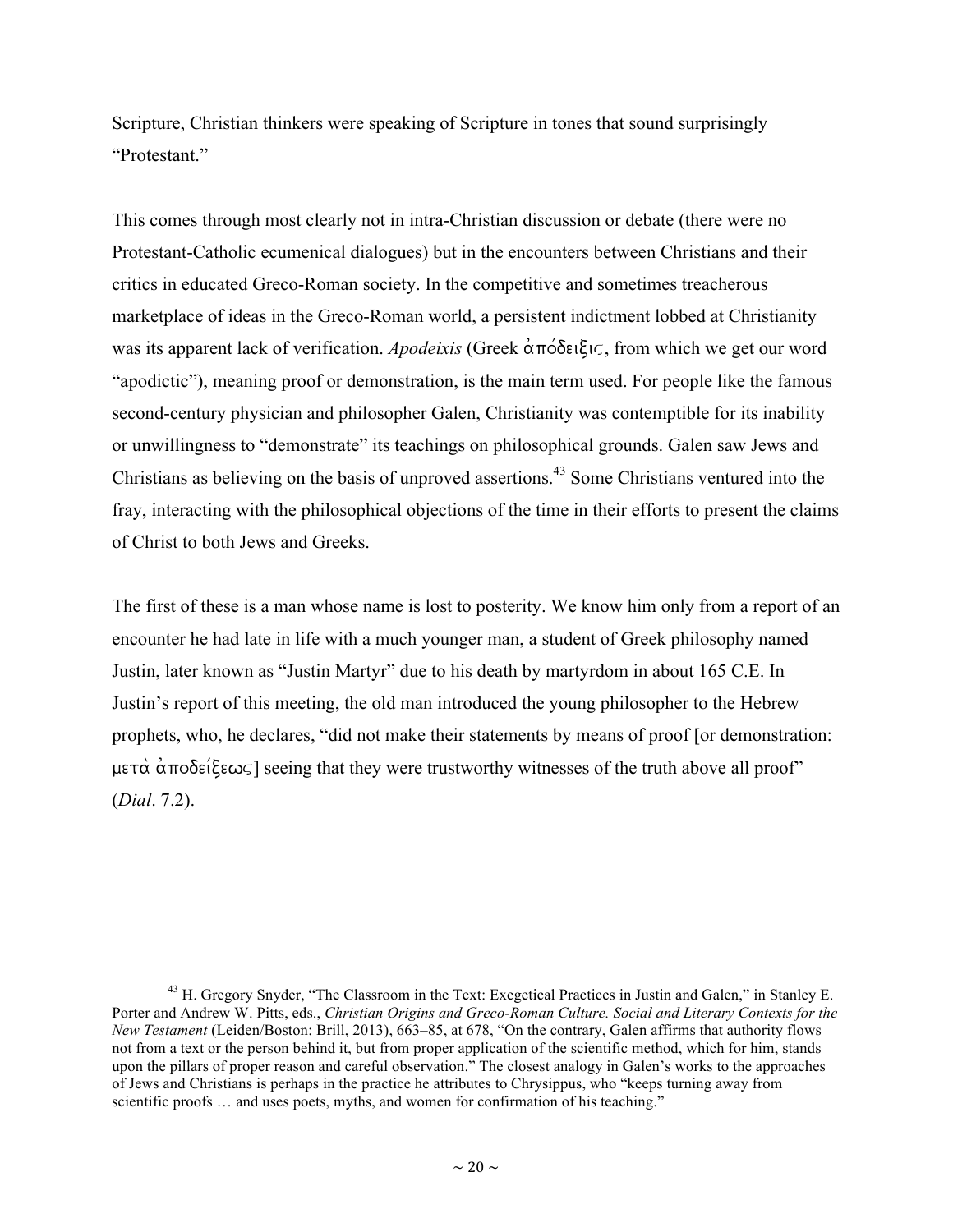Scripture, Christian thinkers were speaking of Scripture in tones that sound surprisingly "Protestant."

This comes through most clearly not in intra-Christian discussion or debate (there were no Protestant-Catholic ecumenical dialogues) but in the encounters between Christians and their critics in educated Greco-Roman society. In the competitive and sometimes treacherous marketplace of ideas in the Greco-Roman world, a persistent indictment lobbed at Christianity was its apparent lack of verification. *Apodeixis* (Greek ἀπόδειξις, from which we get our word "apodictic"), meaning proof or demonstration, is the main term used. For people like the famous second-century physician and philosopher Galen, Christianity was contemptible for its inability or unwillingness to "demonstrate" its teachings on philosophical grounds. Galen saw Jews and Christians as believing on the basis of unproved assertions.[43] Some Christians ventured into the fray, interacting with the philosophical objections of the time in their efforts to present the claims of Christ to both Jews and Greeks.

The first of these is a man whose name is lost to posterity. We know him only from a report of an encounter he had late in life with a much younger man, a student of Greek philosophy named Justin, later known as "Justin Martyr" due to his death by martyrdom in about 165 C.E. In Justin's report of this meeting, the old man introduced the young philosopher to the Hebrew prophets, who, he declares, "did not make their statements by means of proof [or demonstration: μετὰ ἀποδείξεως] seeing that they were trustworthy witnesses of the truth above all proof" (*Dial*. 7.2).

[43] H. Gregory Snyder, "The Classroom in the Text: Exegetical Practices in Justin and Galen," in Stanley E. Porter and Andrew W. Pitts, eds., *Christian Origins and Greco-Roman Culture. Social and Literary Contexts for the New Testament* (Leiden/Boston: Brill, 2013), 663–85, at 678, "On the contrary, Galen affirms that authority flows not from a text or the person behind it, but from proper application of the scientific method, which for him, stands upon the pillars of proper reason and careful observation." The closest analogy in Galen's works to the approaches of Jews and Christians is perhaps in the practice he attributes to Chrysippus, who "keeps turning away from scientific proofs … and uses poets, myths, and women for confirmation of his teaching."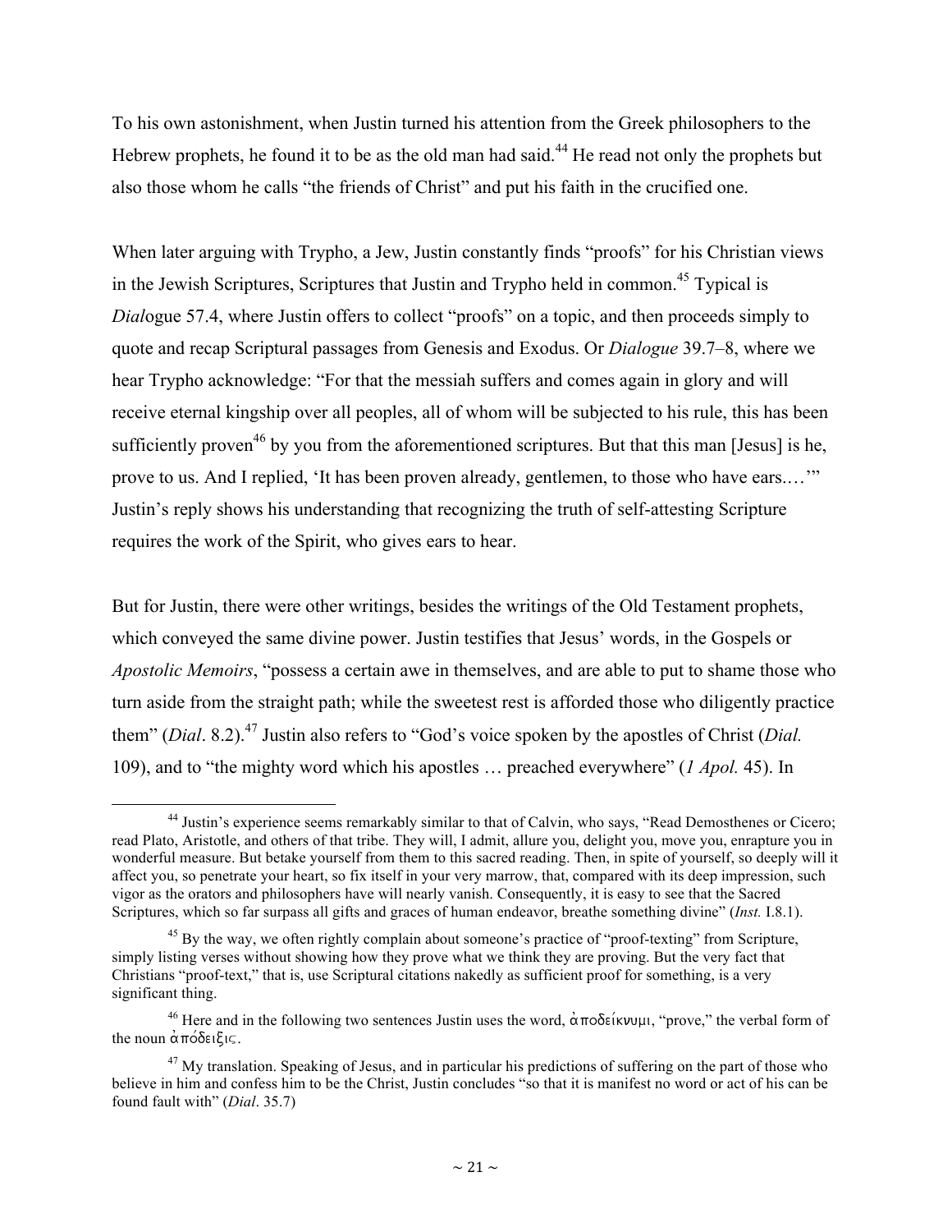To his own astonishment, when Justin turned his attention from the Greek philosophers to the Hebrew prophets, he found it to be as the old man had said.[44] He read not only the prophets but also those whom he calls "the friends of Christ" and put his faith in the crucified one.

When later arguing with Trypho, a Jew, Justin constantly finds "proofs" for his Christian views in the Jewish Scriptures, Scriptures that Justin and Trypho held in common.[45] Typical is *Dial*ogue 57.4, where Justin offers to collect "proofs" on a topic, and then proceeds simply to quote and recap Scriptural passages from Genesis and Exodus. Or *Dialogue* 39.7–8, where we hear Trypho acknowledge: "For that the messiah suffers and comes again in glory and will receive eternal kingship over all peoples, all of whom will be subjected to his rule, this has been sufficiently proven[46] by you from the aforementioned scriptures. But that this man [Jesus] is he, prove to us. And I replied, 'It has been proven already, gentlemen, to those who have ears.…'" Justin's reply shows his understanding that recognizing the truth of self-attesting Scripture requires the work of the Spirit, who gives ears to hear.

But for Justin, there were other writings, besides the writings of the Old Testament prophets, which conveyed the same divine power. Justin testifies that Jesus' words, in the Gospels or *Apostolic Memoirs*, "possess a certain awe in themselves, and are able to put to shame those who turn aside from the straight path; while the sweetest rest is afforded those who diligently practice them" (*Dial*. 8.2).[47] Justin also refers to "God's voice spoken by the apostles of Christ (*Dial.* 109), and to "the mighty word which his apostles … preached everywhere" (*1 Apol.* 45). In

---

[44] Justin's experience seems remarkably similar to that of Calvin, who says, "Read Demosthenes or Cicero; read Plato, Aristotle, and others of that tribe. They will, I admit, allure you, delight you, move you, enrapture you in wonderful measure. But betake yourself from them to this sacred reading. Then, in spite of yourself, so deeply will it affect you, so penetrate your heart, so fix itself in your very marrow, that, compared with its deep impression, such vigor as the orators and philosophers have will nearly vanish. Consequently, it is easy to see that the Sacred Scriptures, which so far surpass all gifts and graces of human endeavor, breathe something divine" (*Inst.* I.8.1).

[45] By the way, we often rightly complain about someone's practice of "proof-texting" from Scripture, simply listing verses without showing how they prove what we think they are proving. But the very fact that Christians "proof-text," that is, use Scriptural citations nakedly as sufficient proof for something, is a very significant thing.

[46] Here and in the following two sentences Justin uses the word, ἀποδείκνυμι, "prove," the verbal form of the noun ἀπόδειξις.

[47] My translation. Speaking of Jesus, and in particular his predictions of suffering on the part of those who believe in him and confess him to be the Christ, Justin concludes "so that it is manifest no word or act of his can be found fault with" (*Dial*. 35.7)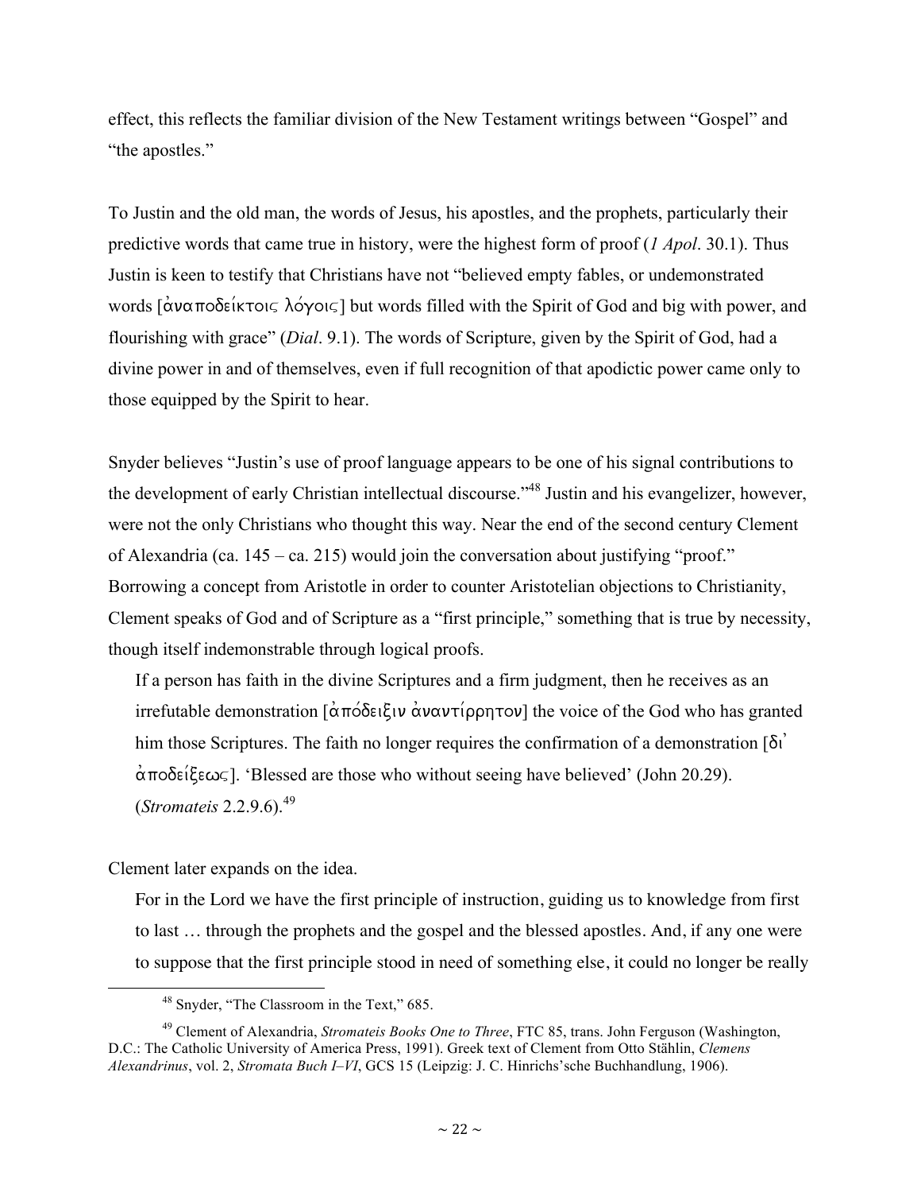effect, this reflects the familiar division of the New Testament writings between "Gospel" and "the apostles."

To Justin and the old man, the words of Jesus, his apostles, and the prophets, particularly their predictive words that came true in history, were the highest form of proof (*1 Apol*. 30.1). Thus Justin is keen to testify that Christians have not "believed empty fables, or undemonstrated words [ἀναποδείκτοις λόγοις] but words filled with the Spirit of God and big with power, and flourishing with grace" (*Dial*. 9.1). The words of Scripture, given by the Spirit of God, had a divine power in and of themselves, even if full recognition of that apodictic power came only to those equipped by the Spirit to hear.

Snyder believes "Justin's use of proof language appears to be one of his signal contributions to the development of early Christian intellectual discourse."[48] Justin and his evangelizer, however, were not the only Christians who thought this way. Near the end of the second century Clement of Alexandria (ca. 145 – ca. 215) would join the conversation about justifying "proof." Borrowing a concept from Aristotle in order to counter Aristotelian objections to Christianity, Clement speaks of God and of Scripture as a "first principle," something that is true by necessity, though itself indemonstrable through logical proofs.

> If a person has faith in the divine Scriptures and a firm judgment, then he receives as an irrefutable demonstration [ἀπόδειξιν ἀναντίρρητον] the voice of the God who has granted him those Scriptures. The faith no longer requires the confirmation of a demonstration [δι᾽ ἀποδείξεως]. 'Blessed are those who without seeing have believed' (John 20.29). (*Stromateis* 2.2.9.6).[49]

Clement later expands on the idea.

> For in the Lord we have the first principle of instruction, guiding us to knowledge from first to last … through the prophets and the gospel and the blessed apostles. And, if any one were to suppose that the first principle stood in need of something else, it could no longer be really

---

[48] Snyder, "The Classroom in the Text," 685.

[49] Clement of Alexandria, *Stromateis Books One to Three*, FTC 85, trans. John Ferguson (Washington, D.C.: The Catholic University of America Press, 1991). Greek text of Clement from Otto Stählin, *Clemens Alexandrinus*, vol. 2, *Stromata Buch I–VI*, GCS 15 (Leipzig: J. C. Hinrichs'sche Buchhandlung, 1906).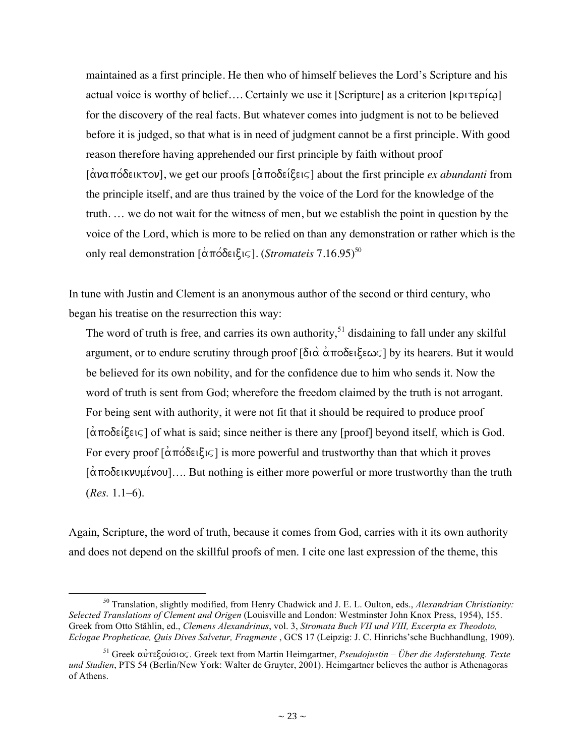> maintained as a first principle. He then who of himself believes the Lord's Scripture and his actual voice is worthy of belief.... Certainly we use it [Scripture] as a criterion [κριτερίῳ] for the discovery of the real facts. But whatever comes into judgment is not to be believed before it is judged, so that what is in need of judgment cannot be a first principle. With good reason therefore having apprehended our first principle by faith without proof [ἀναπόδεικτον], we get our proofs [ἀποδείξεις] about the first principle *ex abundanti* from the principle itself, and are thus trained by the voice of the Lord for the knowledge of the truth. … we do not wait for the witness of men, but we establish the point in question by the voice of the Lord, which is more to be relied on than any demonstration or rather which is the only real demonstration [ἀπόδειξις]. (*Stromateis* 7.16.95)[50]

In tune with Justin and Clement is an anonymous author of the second or third century, who began his treatise on the resurrection this way:

> The word of truth is free, and carries its own authority,[51] disdaining to fall under any skilful argument, or to endure scrutiny through proof [διὰ ἀποδειξεως] by its hearers. But it would be believed for its own nobility, and for the confidence due to him who sends it. Now the word of truth is sent from God; wherefore the freedom claimed by the truth is not arrogant. For being sent with authority, it were not fit that it should be required to produce proof [ἀποδείξεις] of what is said; since neither is there any [proof] beyond itself, which is God. For every proof [ἀπόδειξις] is more powerful and trustworthy than that which it proves [ἀποδεικνυμένου].... But nothing is either more powerful or more trustworthy than the truth (*Res.* 1.1–6).

Again, Scripture, the word of truth, because it comes from God, carries with it its own authority and does not depend on the skillful proofs of men. I cite one last expression of the theme, this

---

[50] Translation, slightly modified, from Henry Chadwick and J. E. L. Oulton, eds., *Alexandrian Christianity: Selected Translations of Clement and Origen* (Louisville and London: Westminster John Knox Press, 1954), 155. Greek from Otto Stählin, ed., *Clemens Alexandrinus*, vol. 3, *Stromata Buch VII und VIII, Excerpta ex Theodoto, Eclogae Propheticae, Quis Dives Salvetur, Fragmente* , GCS 17 (Leipzig: J. C. Hinrichs'sche Buchhandlung, 1909).

[51] Greek αὐτεξούσιος. Greek text from Martin Heimgartner, *Pseudojustin – Über die Auferstehung. Texte und Studien*, PTS 54 (Berlin/New York: Walter de Gruyter, 2001). Heimgartner believes the author is Athenagoras of Athens.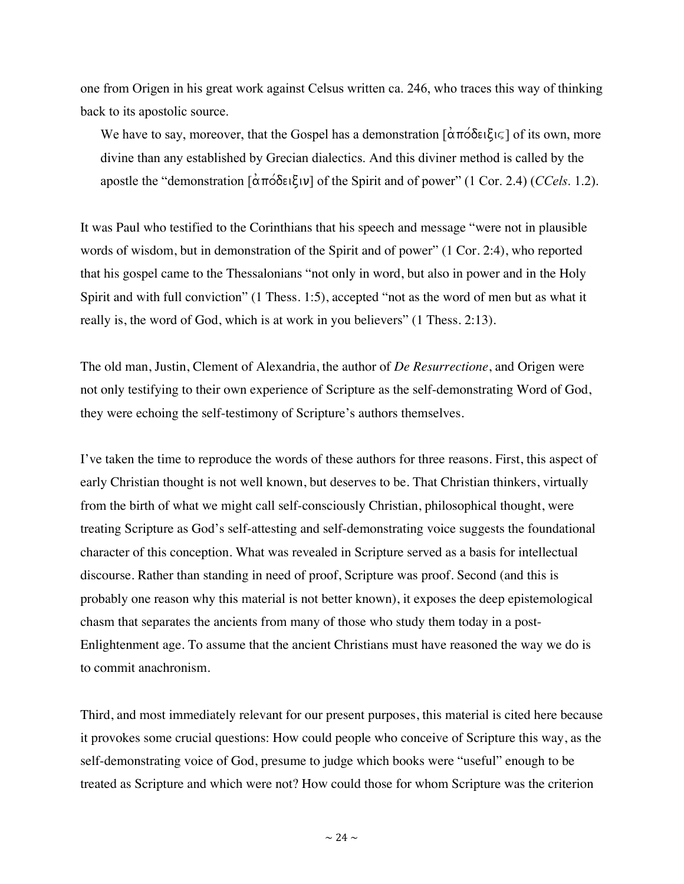one from Origen in his great work against Celsus written ca. 246, who traces this way of thinking back to its apostolic source.

> We have to say, moreover, that the Gospel has a demonstration [ἀπόδειξις] of its own, more divine than any established by Grecian dialectics. And this diviner method is called by the apostle the "demonstration [ἀπόδειξιν] of the Spirit and of power" (1 Cor. 2.4) (*CCels.* 1.2).

It was Paul who testified to the Corinthians that his speech and message "were not in plausible words of wisdom, but in demonstration of the Spirit and of power" (1 Cor. 2:4), who reported that his gospel came to the Thessalonians "not only in word, but also in power and in the Holy Spirit and with full conviction" (1 Thess. 1:5), accepted "not as the word of men but as what it really is, the word of God, which is at work in you believers" (1 Thess. 2:13).

The old man, Justin, Clement of Alexandria, the author of *De Resurrectione*, and Origen were not only testifying to their own experience of Scripture as the self-demonstrating Word of God, they were echoing the self-testimony of Scripture's authors themselves.

I've taken the time to reproduce the words of these authors for three reasons. First, this aspect of early Christian thought is not well known, but deserves to be. That Christian thinkers, virtually from the birth of what we might call self-consciously Christian, philosophical thought, were treating Scripture as God's self-attesting and self-demonstrating voice suggests the foundational character of this conception. What was revealed in Scripture served as a basis for intellectual discourse. Rather than standing in need of proof, Scripture was proof. Second (and this is probably one reason why this material is not better known), it exposes the deep epistemological chasm that separates the ancients from many of those who study them today in a post-Enlightenment age. To assume that the ancient Christians must have reasoned the way we do is to commit anachronism.

Third, and most immediately relevant for our present purposes, this material is cited here because it provokes some crucial questions: How could people who conceive of Scripture this way, as the self-demonstrating voice of God, presume to judge which books were "useful" enough to be treated as Scripture and which were not? How could those for whom Scripture was the criterion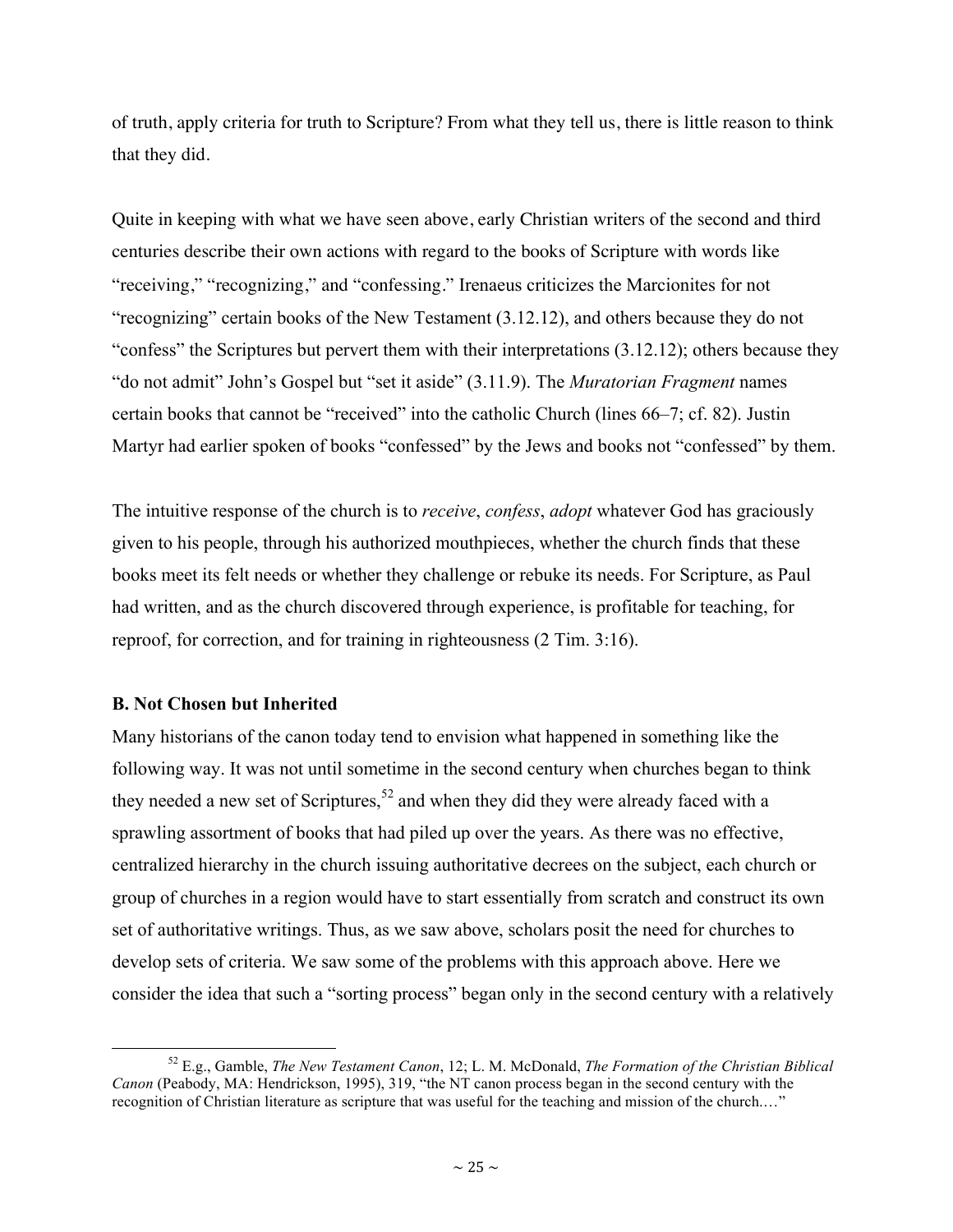of truth, apply criteria for truth to Scripture? From what they tell us, there is little reason to think that they did.

Quite in keeping with what we have seen above, early Christian writers of the second and third centuries describe their own actions with regard to the books of Scripture with words like "receiving," "recognizing," and "confessing." Irenaeus criticizes the Marcionites for not "recognizing" certain books of the New Testament (3.12.12), and others because they do not "confess" the Scriptures but pervert them with their interpretations (3.12.12); others because they "do not admit" John's Gospel but "set it aside" (3.11.9). The *Muratorian Fragment* names certain books that cannot be "received" into the catholic Church (lines 66–7; cf. 82). Justin Martyr had earlier spoken of books "confessed" by the Jews and books not "confessed" by them.

The intuitive response of the church is to *receive*, *confess*, *adopt* whatever God has graciously given to his people, through his authorized mouthpieces, whether the church finds that these books meet its felt needs or whether they challenge or rebuke its needs. For Scripture, as Paul had written, and as the church discovered through experience, is profitable for teaching, for reproof, for correction, and for training in righteousness (2 Tim. 3:16).

**B. Not Chosen but Inherited**

Many historians of the canon today tend to envision what happened in something like the following way. It was not until sometime in the second century when churches began to think they needed a new set of Scriptures,[52] and when they did they were already faced with a sprawling assortment of books that had piled up over the years. As there was no effective, centralized hierarchy in the church issuing authoritative decrees on the subject, each church or group of churches in a region would have to start essentially from scratch and construct its own set of authoritative writings. Thus, as we saw above, scholars posit the need for churches to develop sets of criteria. We saw some of the problems with this approach above. Here we consider the idea that such a "sorting process" began only in the second century with a relatively

[52] E.g., Gamble, *The New Testament Canon*, 12; L. M. McDonald, *The Formation of the Christian Biblical Canon* (Peabody, MA: Hendrickson, 1995), 319, "the NT canon process began in the second century with the recognition of Christian literature as scripture that was useful for the teaching and mission of the church.…"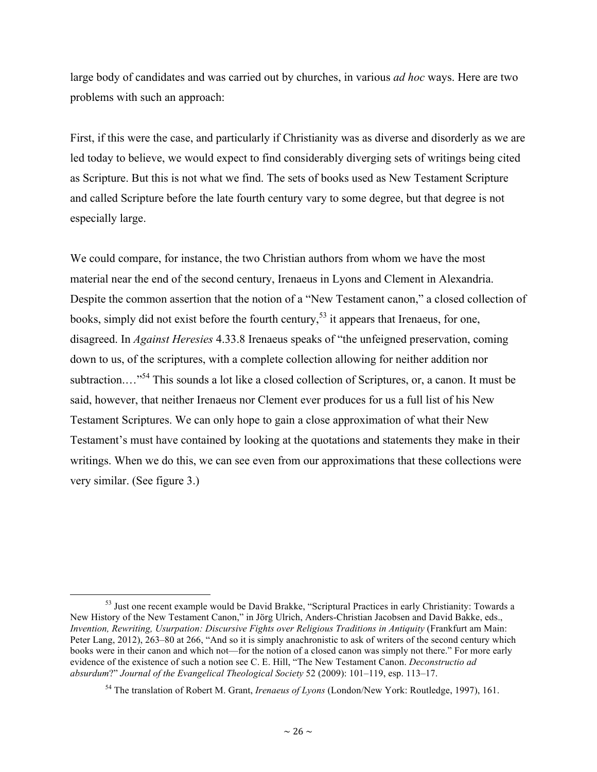large body of candidates and was carried out by churches, in various *ad hoc* ways. Here are two problems with such an approach:

First, if this were the case, and particularly if Christianity was as diverse and disorderly as we are led today to believe, we would expect to find considerably diverging sets of writings being cited as Scripture. But this is not what we find. The sets of books used as New Testament Scripture and called Scripture before the late fourth century vary to some degree, but that degree is not especially large.

We could compare, for instance, the two Christian authors from whom we have the most material near the end of the second century, Irenaeus in Lyons and Clement in Alexandria. Despite the common assertion that the notion of a "New Testament canon," a closed collection of books, simply did not exist before the fourth century,[53] it appears that Irenaeus, for one, disagreed. In *Against Heresies* 4.33.8 Irenaeus speaks of "the unfeigned preservation, coming down to us, of the scriptures, with a complete collection allowing for neither addition nor subtraction.…"[54] This sounds a lot like a closed collection of Scriptures, or, a canon. It must be said, however, that neither Irenaeus nor Clement ever produces for us a full list of his New Testament Scriptures. We can only hope to gain a close approximation of what their New Testament's must have contained by looking at the quotations and statements they make in their writings. When we do this, we can see even from our approximations that these collections were very similar. (See figure 3.)

[53] Just one recent example would be David Brakke, "Scriptural Practices in early Christianity: Towards a New History of the New Testament Canon," in Jörg Ulrich, Anders-Christian Jacobsen and David Bakke, eds., *Invention, Rewriting, Usurpation: Discursive Fights over Religious Traditions in Antiquity* (Frankfurt am Main: Peter Lang, 2012), 263–80 at 266, "And so it is simply anachronistic to ask of writers of the second century which books were in their canon and which not—for the notion of a closed canon was simply not there." For more early evidence of the existence of such a notion see C. E. Hill, "The New Testament Canon. *Deconstructio ad absurdum*?" *Journal of the Evangelical Theological Society* 52 (2009): 101–119, esp. 113–17.

[54] The translation of Robert M. Grant, *Irenaeus of Lyons* (London/New York: Routledge, 1997), 161.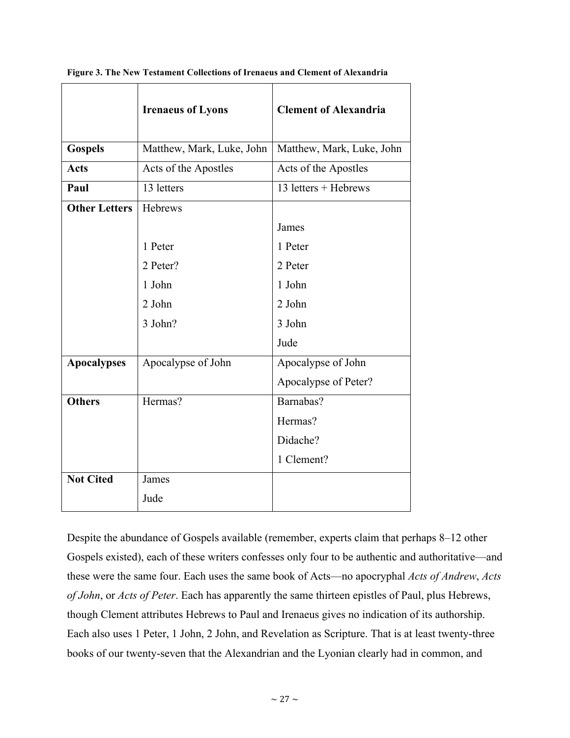**Figure 3. The New Testament Collections of Irenaeus and Clement of Alexandria**

| | **Irenaeus of Lyons** | **Clement of Alexandria** |
|---|---|---|
| **Gospels** | Matthew, Mark, Luke, John | Matthew, Mark, Luke, John |
| **Acts** | Acts of the Apostles | Acts of the Apostles |
| **Paul** | 13 letters | 13 letters + Hebrews |
| **Other Letters** | Hebrews | |
| | | James |
| | 1 Peter | 1 Peter |
| | 2 Peter? | 2 Peter |
| | 1 John | 1 John |
| | 2 John | 2 John |
| | 3 John? | 3 John |
| | | Jude |
| **Apocalypses** | Apocalypse of John | Apocalypse of John |
| | | Apocalypse of Peter? |
| **Others** | Hermas? | Barnabas? |
| | | Hermas? |
| | | Didache? |
| | | 1 Clement? |
| **Not Cited** | James | |
| | Jude | |

Despite the abundance of Gospels available (remember, experts claim that perhaps 8–12 other Gospels existed), each of these writers confesses only four to be authentic and authoritative—and these were the same four. Each uses the same book of Acts—no apocryphal *Acts of Andrew*, *Acts of John*, or *Acts of Peter*. Each has apparently the same thirteen epistles of Paul, plus Hebrews, though Clement attributes Hebrews to Paul and Irenaeus gives no indication of its authorship. Each also uses 1 Peter, 1 John, 2 John, and Revelation as Scripture. That is at least twenty-three books of our twenty-seven that the Alexandrian and the Lyonian clearly had in common, and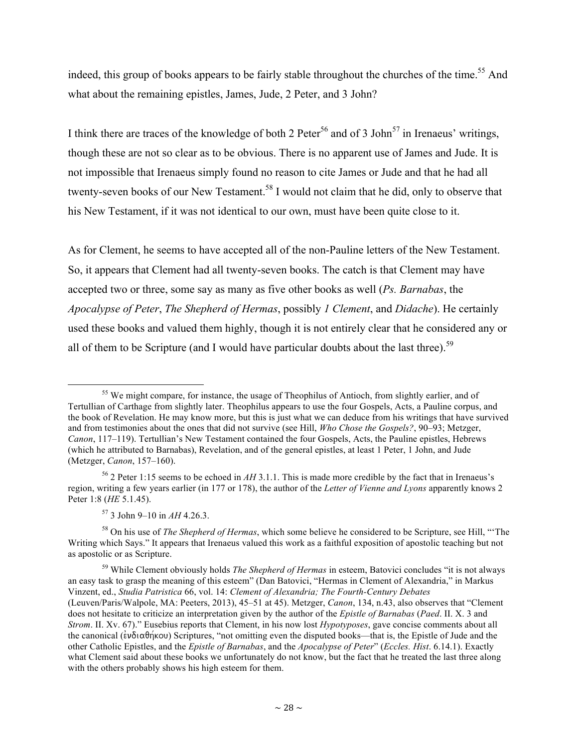indeed, this group of books appears to be fairly stable throughout the churches of the time.[55] And what about the remaining epistles, James, Jude, 2 Peter, and 3 John?

I think there are traces of the knowledge of both 2 Peter[56] and of 3 John[57] in Irenaeus' writings, though these are not so clear as to be obvious. There is no apparent use of James and Jude. It is not impossible that Irenaeus simply found no reason to cite James or Jude and that he had all twenty-seven books of our New Testament.[58] I would not claim that he did, only to observe that his New Testament, if it was not identical to our own, must have been quite close to it.

As for Clement, he seems to have accepted all of the non-Pauline letters of the New Testament. So, it appears that Clement had all twenty-seven books. The catch is that Clement may have accepted two or three, some say as many as five other books as well (*Ps. Barnabas*, the *Apocalypse of Peter*, *The Shepherd of Hermas*, possibly *1 Clement*, and *Didache*). He certainly used these books and valued them highly, though it is not entirely clear that he considered any or all of them to be Scripture (and I would have particular doubts about the last three).[59]

---

[55] We might compare, for instance, the usage of Theophilus of Antioch, from slightly earlier, and of Tertullian of Carthage from slightly later. Theophilus appears to use the four Gospels, Acts, a Pauline corpus, and the book of Revelation. He may know more, but this is just what we can deduce from his writings that have survived and from testimonies about the ones that did not survive (see Hill, *Who Chose the Gospels?*, 90–93; Metzger, *Canon*, 117–119). Tertullian's New Testament contained the four Gospels, Acts, the Pauline epistles, Hebrews (which he attributed to Barnabas), Revelation, and of the general epistles, at least 1 Peter, 1 John, and Jude (Metzger, *Canon*, 157–160).

[56] 2 Peter 1:15 seems to be echoed in *AH* 3.1.1. This is made more credible by the fact that in Irenaeus's region, writing a few years earlier (in 177 or 178), the author of the *Letter of Vienne and Lyons* apparently knows 2 Peter 1:8 (*HE* 5.1.45).

[57] 3 John 9–10 in *AH* 4.26.3.

[58] On his use of *The Shepherd of Hermas*, which some believe he considered to be Scripture, see Hill, "'The Writing which Says." It appears that Irenaeus valued this work as a faithful exposition of apostolic teaching but not as apostolic or as Scripture.

[59] While Clement obviously holds *The Shepherd of Hermas* in esteem, Batovici concludes "it is not always an easy task to grasp the meaning of this esteem" (Dan Batovici, "Hermas in Clement of Alexandria," in Markus Vinzent, ed., *Studia Patristica* 66, vol. 14: *Clement of Alexandria; The Fourth-Century Debates* (Leuven/Paris/Walpole, MA: Peeters, 2013), 45–51 at 45). Metzger, *Canon*, 134, n.43, also observes that "Clement does not hesitate to criticize an interpretation given by the author of the *Epistle of Barnabas* (*Paed*. II. X. 3 and *Strom*. II. Xv. 67)." Eusebius reports that Clement, in his now lost *Hypotyposes*, gave concise comments about all the canonical (ἐνδιαθήκου) Scriptures, "not omitting even the disputed books—that is, the Epistle of Jude and the other Catholic Epistles, and the *Epistle of Barnabas*, and the *Apocalypse of Peter*" (*Eccles. Hist*. 6.14.1). Exactly what Clement said about these books we unfortunately do not know, but the fact that he treated the last three along with the others probably shows his high esteem for them.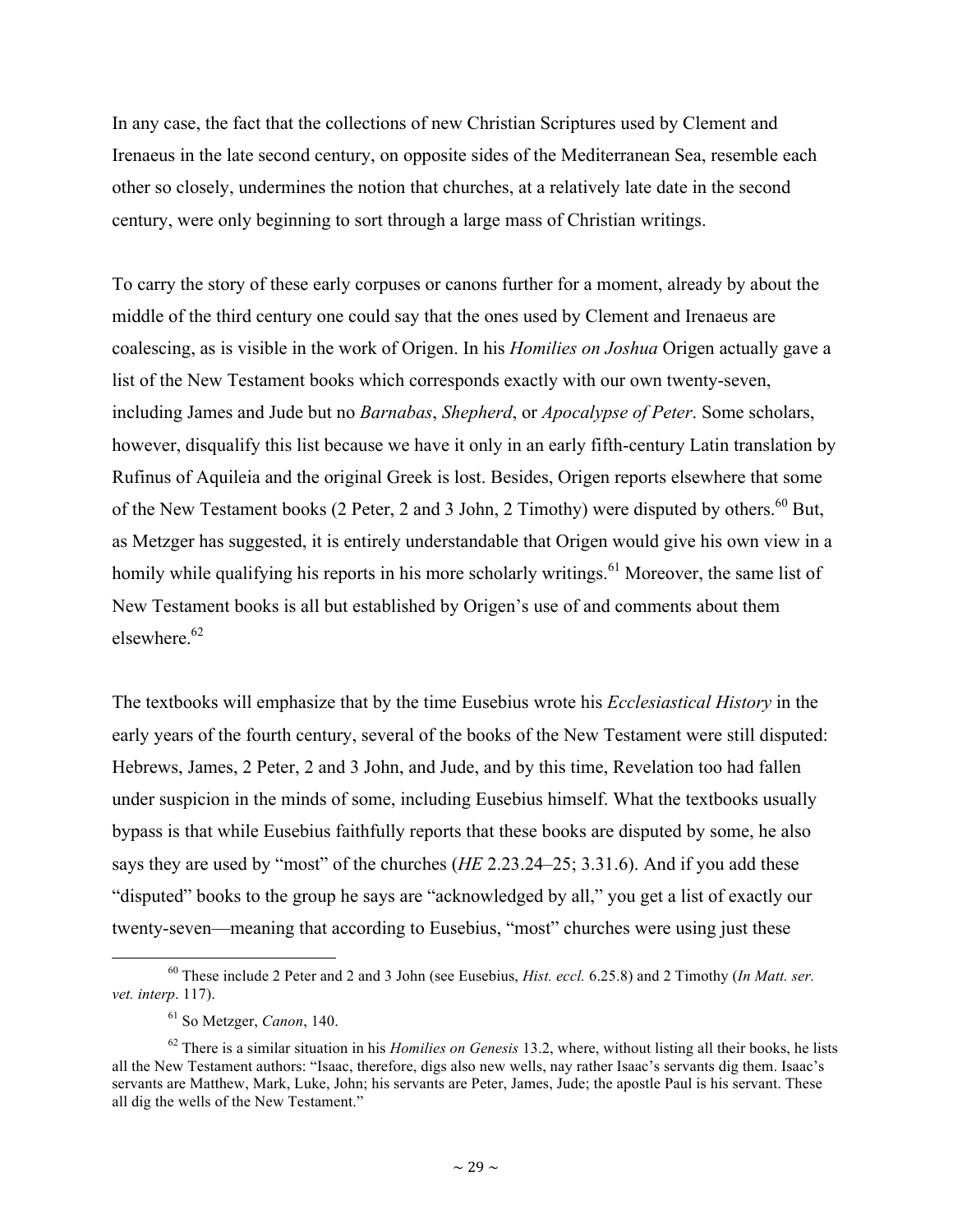In any case, the fact that the collections of new Christian Scriptures used by Clement and Irenaeus in the late second century, on opposite sides of the Mediterranean Sea, resemble each other so closely, undermines the notion that churches, at a relatively late date in the second century, were only beginning to sort through a large mass of Christian writings.

To carry the story of these early corpuses or canons further for a moment, already by about the middle of the third century one could say that the ones used by Clement and Irenaeus are coalescing, as is visible in the work of Origen. In his *Homilies on Joshua* Origen actually gave a list of the New Testament books which corresponds exactly with our own twenty-seven, including James and Jude but no *Barnabas*, *Shepherd*, or *Apocalypse of Peter*. Some scholars, however, disqualify this list because we have it only in an early fifth-century Latin translation by Rufinus of Aquileia and the original Greek is lost. Besides, Origen reports elsewhere that some of the New Testament books (2 Peter, 2 and 3 John, 2 Timothy) were disputed by others.[60] But, as Metzger has suggested, it is entirely understandable that Origen would give his own view in a homily while qualifying his reports in his more scholarly writings.[61] Moreover, the same list of New Testament books is all but established by Origen's use of and comments about them elsewhere.[62]

The textbooks will emphasize that by the time Eusebius wrote his *Ecclesiastical History* in the early years of the fourth century, several of the books of the New Testament were still disputed: Hebrews, James, 2 Peter, 2 and 3 John, and Jude, and by this time, Revelation too had fallen under suspicion in the minds of some, including Eusebius himself. What the textbooks usually bypass is that while Eusebius faithfully reports that these books are disputed by some, he also says they are used by "most" of the churches (*HE* 2.23.24–25; 3.31.6). And if you add these "disputed" books to the group he says are "acknowledged by all," you get a list of exactly our twenty-seven—meaning that according to Eusebius, "most" churches were using just these

---

[60] These include 2 Peter and 2 and 3 John (see Eusebius, *Hist. eccl.* 6.25.8) and 2 Timothy (*In Matt. ser. vet. interp*. 117).

[61] So Metzger, *Canon*, 140.

[62] There is a similar situation in his *Homilies on Genesis* 13.2, where, without listing all their books, he lists all the New Testament authors: "Isaac, therefore, digs also new wells, nay rather Isaac's servants dig them. Isaac's servants are Matthew, Mark, Luke, John; his servants are Peter, James, Jude; the apostle Paul is his servant. These all dig the wells of the New Testament."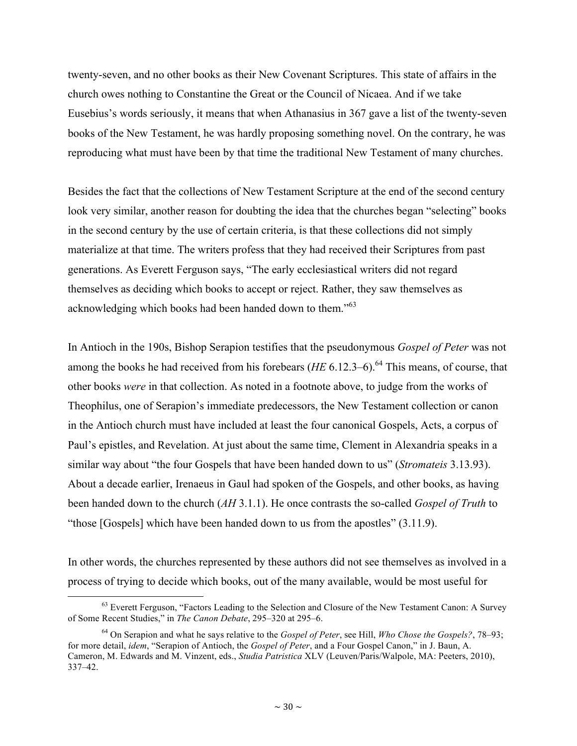twenty-seven, and no other books as their New Covenant Scriptures. This state of affairs in the church owes nothing to Constantine the Great or the Council of Nicaea. And if we take Eusebius's words seriously, it means that when Athanasius in 367 gave a list of the twenty-seven books of the New Testament, he was hardly proposing something novel. On the contrary, he was reproducing what must have been by that time the traditional New Testament of many churches.

Besides the fact that the collections of New Testament Scripture at the end of the second century look very similar, another reason for doubting the idea that the churches began "selecting" books in the second century by the use of certain criteria, is that these collections did not simply materialize at that time. The writers profess that they had received their Scriptures from past generations. As Everett Ferguson says, "The early ecclesiastical writers did not regard themselves as deciding which books to accept or reject. Rather, they saw themselves as acknowledging which books had been handed down to them."[63]

In Antioch in the 190s, Bishop Serapion testifies that the pseudonymous *Gospel of Peter* was not among the books he had received from his forebears (*HE* 6.12.3–6).[64] This means, of course, that other books *were* in that collection. As noted in a footnote above, to judge from the works of Theophilus, one of Serapion's immediate predecessors, the New Testament collection or canon in the Antioch church must have included at least the four canonical Gospels, Acts, a corpus of Paul's epistles, and Revelation. At just about the same time, Clement in Alexandria speaks in a similar way about "the four Gospels that have been handed down to us" (*Stromateis* 3.13.93). About a decade earlier, Irenaeus in Gaul had spoken of the Gospels, and other books, as having been handed down to the church (*AH* 3.1.1). He once contrasts the so-called *Gospel of Truth* to "those [Gospels] which have been handed down to us from the apostles" (3.11.9).

In other words, the churches represented by these authors did not see themselves as involved in a process of trying to decide which books, out of the many available, would be most useful for

---

[63] Everett Ferguson, "Factors Leading to the Selection and Closure of the New Testament Canon: A Survey of Some Recent Studies," in *The Canon Debate*, 295–320 at 295–6.

[64] On Serapion and what he says relative to the *Gospel of Peter*, see Hill, *Who Chose the Gospels?*, 78–93; for more detail, *idem*, "Serapion of Antioch, the *Gospel of Peter*, and a Four Gospel Canon," in J. Baun, A. Cameron, M. Edwards and M. Vinzent, eds., *Studia Patristica* XLV (Leuven/Paris/Walpole, MA: Peeters, 2010), 337–42.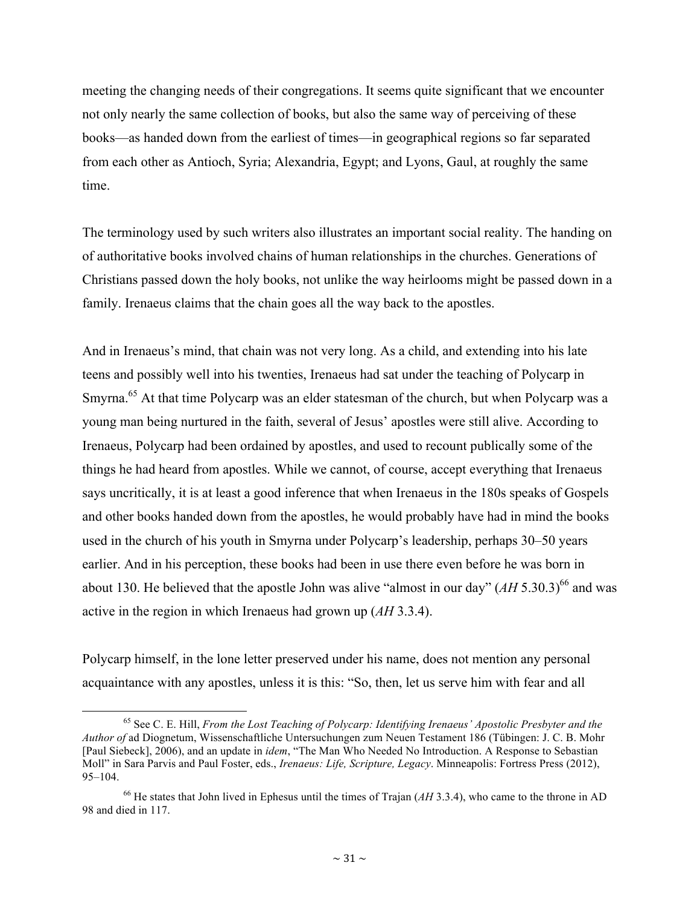meeting the changing needs of their congregations. It seems quite significant that we encounter not only nearly the same collection of books, but also the same way of perceiving of these books—as handed down from the earliest of times—in geographical regions so far separated from each other as Antioch, Syria; Alexandria, Egypt; and Lyons, Gaul, at roughly the same time.

The terminology used by such writers also illustrates an important social reality. The handing on of authoritative books involved chains of human relationships in the churches. Generations of Christians passed down the holy books, not unlike the way heirlooms might be passed down in a family. Irenaeus claims that the chain goes all the way back to the apostles.

And in Irenaeus's mind, that chain was not very long. As a child, and extending into his late teens and possibly well into his twenties, Irenaeus had sat under the teaching of Polycarp in Smyrna.[65] At that time Polycarp was an elder statesman of the church, but when Polycarp was a young man being nurtured in the faith, several of Jesus' apostles were still alive. According to Irenaeus, Polycarp had been ordained by apostles, and used to recount publically some of the things he had heard from apostles. While we cannot, of course, accept everything that Irenaeus says uncritically, it is at least a good inference that when Irenaeus in the 180s speaks of Gospels and other books handed down from the apostles, he would probably have had in mind the books used in the church of his youth in Smyrna under Polycarp's leadership, perhaps 30–50 years earlier. And in his perception, these books had been in use there even before he was born in about 130. He believed that the apostle John was alive "almost in our day" (*AH* 5.30.3)[66] and was active in the region in which Irenaeus had grown up (*AH* 3.3.4).

Polycarp himself, in the lone letter preserved under his name, does not mention any personal acquaintance with any apostles, unless it is this: "So, then, let us serve him with fear and all

---

[65] See C. E. Hill, *From the Lost Teaching of Polycarp: Identifying Irenaeus' Apostolic Presbyter and the Author of* ad Diognetum, Wissenschaftliche Untersuchungen zum Neuen Testament 186 (Tübingen: J. C. B. Mohr [Paul Siebeck], 2006), and an update in *idem*, "The Man Who Needed No Introduction. A Response to Sebastian Moll" in Sara Parvis and Paul Foster, eds., *Irenaeus: Life, Scripture, Legacy*. Minneapolis: Fortress Press (2012), 95–104.

[66] He states that John lived in Ephesus until the times of Trajan (*AH* 3.3.4), who came to the throne in AD 98 and died in 117.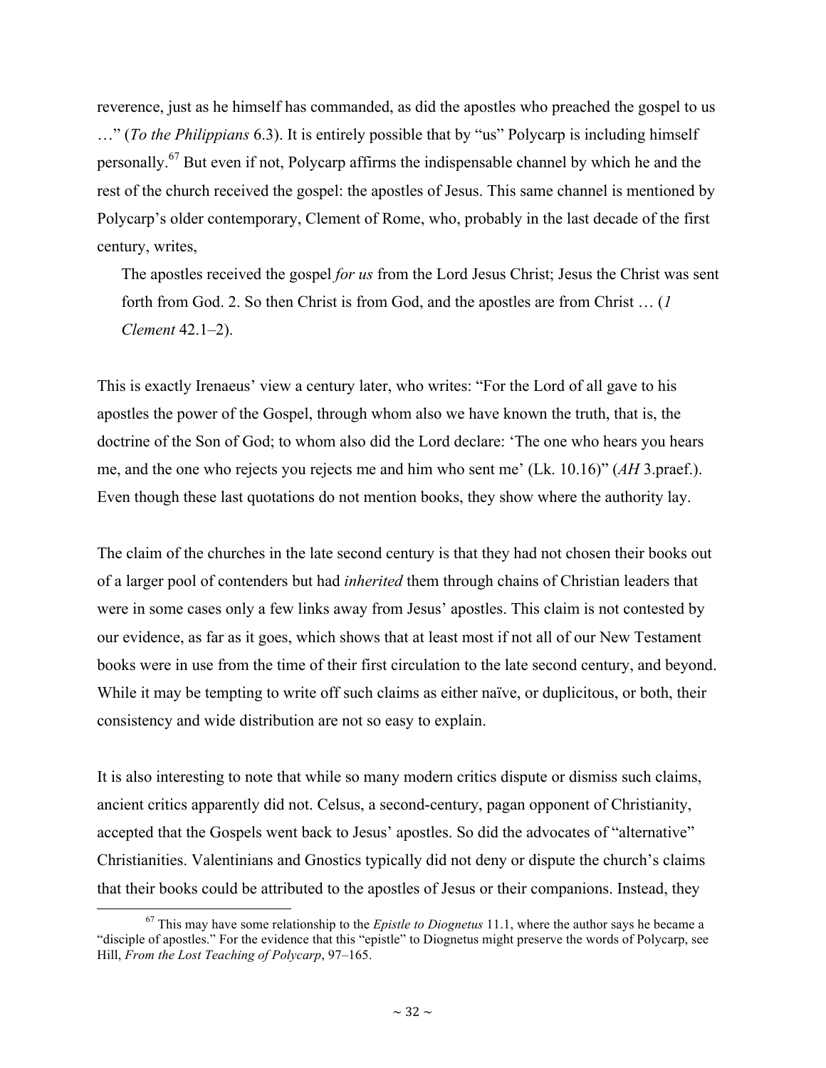reverence, just as he himself has commanded, as did the apostles who preached the gospel to us …" (*To the Philippians* 6.3). It is entirely possible that by "us" Polycarp is including himself personally.[67] But even if not, Polycarp affirms the indispensable channel by which he and the rest of the church received the gospel: the apostles of Jesus. This same channel is mentioned by Polycarp's older contemporary, Clement of Rome, who, probably in the last decade of the first century, writes,

> The apostles received the gospel *for us* from the Lord Jesus Christ; Jesus the Christ was sent forth from God. 2. So then Christ is from God, and the apostles are from Christ … (*1 Clement* 42.1–2).

This is exactly Irenaeus' view a century later, who writes: "For the Lord of all gave to his apostles the power of the Gospel, through whom also we have known the truth, that is, the doctrine of the Son of God; to whom also did the Lord declare: 'The one who hears you hears me, and the one who rejects you rejects me and him who sent me' (Lk. 10.16)" (*AH* 3.praef.). Even though these last quotations do not mention books, they show where the authority lay.

The claim of the churches in the late second century is that they had not chosen their books out of a larger pool of contenders but had *inherited* them through chains of Christian leaders that were in some cases only a few links away from Jesus' apostles. This claim is not contested by our evidence, as far as it goes, which shows that at least most if not all of our New Testament books were in use from the time of their first circulation to the late second century, and beyond. While it may be tempting to write off such claims as either naïve, or duplicitous, or both, their consistency and wide distribution are not so easy to explain.

It is also interesting to note that while so many modern critics dispute or dismiss such claims, ancient critics apparently did not. Celsus, a second-century, pagan opponent of Christianity, accepted that the Gospels went back to Jesus' apostles. So did the advocates of "alternative" Christianities. Valentinians and Gnostics typically did not deny or dispute the church's claims that their books could be attributed to the apostles of Jesus or their companions. Instead, they

---

[67] This may have some relationship to the *Epistle to Diognetus* 11.1, where the author says he became a "disciple of apostles." For the evidence that this "epistle" to Diognetus might preserve the words of Polycarp, see Hill, *From the Lost Teaching of Polycarp*, 97–165.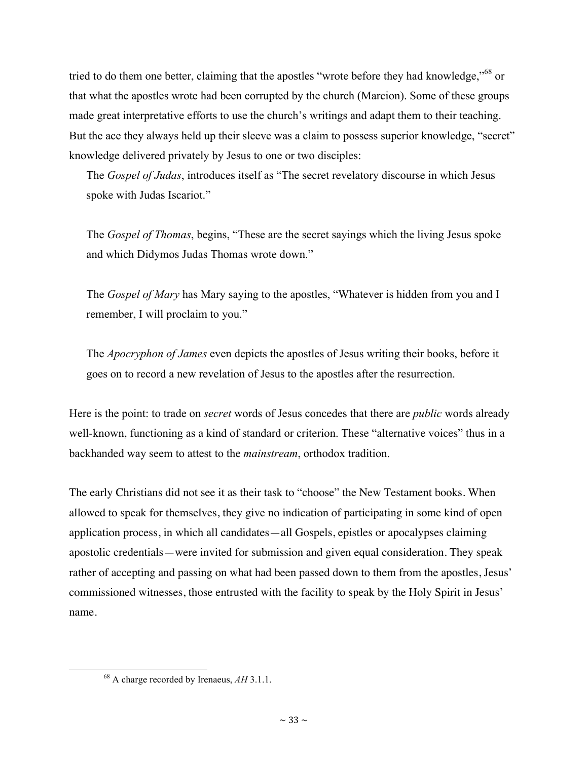tried to do them one better, claiming that the apostles "wrote before they had knowledge,"[68] or that what the apostles wrote had been corrupted by the church (Marcion). Some of these groups made great interpretative efforts to use the church's writings and adapt them to their teaching. But the ace they always held up their sleeve was a claim to possess superior knowledge, "secret" knowledge delivered privately by Jesus to one or two disciples:

> The *Gospel of Judas*, introduces itself as "The secret revelatory discourse in which Jesus spoke with Judas Iscariot."
>
> The *Gospel of Thomas*, begins, "These are the secret sayings which the living Jesus spoke and which Didymos Judas Thomas wrote down."
>
> The *Gospel of Mary* has Mary saying to the apostles, "Whatever is hidden from you and I remember, I will proclaim to you."
>
> The *Apocryphon of James* even depicts the apostles of Jesus writing their books, before it goes on to record a new revelation of Jesus to the apostles after the resurrection.

Here is the point: to trade on *secret* words of Jesus concedes that there are *public* words already well-known, functioning as a kind of standard or criterion. These "alternative voices" thus in a backhanded way seem to attest to the *mainstream*, orthodox tradition.

The early Christians did not see it as their task to "choose" the New Testament books. When allowed to speak for themselves, they give no indication of participating in some kind of open application process, in which all candidates—all Gospels, epistles or apocalypses claiming apostolic credentials—were invited for submission and given equal consideration. They speak rather of accepting and passing on what had been passed down to them from the apostles, Jesus' commissioned witnesses, those entrusted with the facility to speak by the Holy Spirit in Jesus' name.

---

[68] A charge recorded by Irenaeus, *AH* 3.1.1.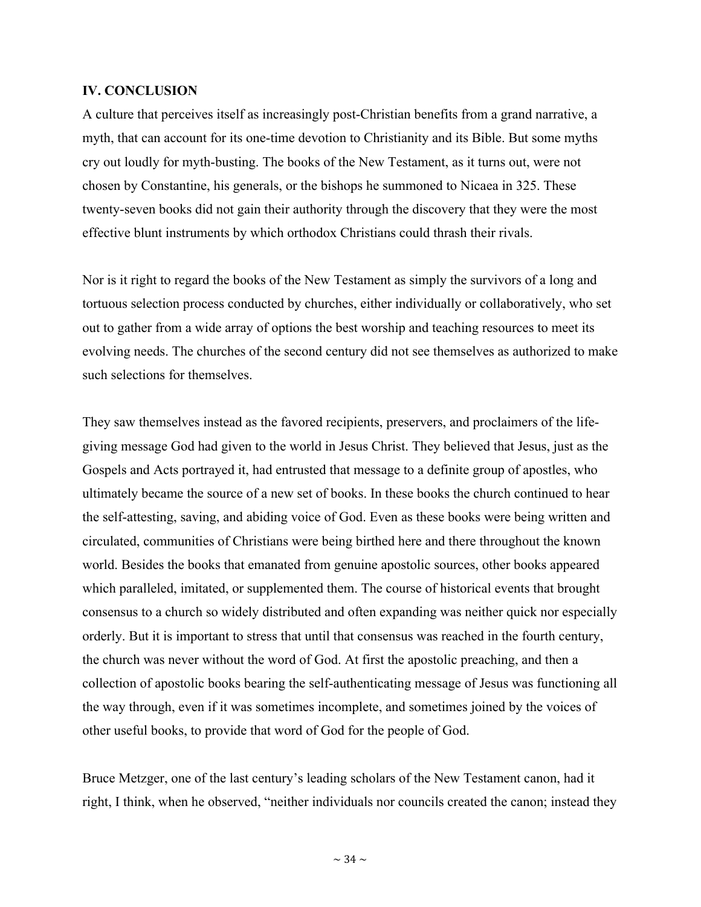## IV. CONCLUSION

A culture that perceives itself as increasingly post-Christian benefits from a grand narrative, a myth, that can account for its one-time devotion to Christianity and its Bible. But some myths cry out loudly for myth-busting. The books of the New Testament, as it turns out, were not chosen by Constantine, his generals, or the bishops he summoned to Nicaea in 325. These twenty-seven books did not gain their authority through the discovery that they were the most effective blunt instruments by which orthodox Christians could thrash their rivals.

Nor is it right to regard the books of the New Testament as simply the survivors of a long and tortuous selection process conducted by churches, either individually or collaboratively, who set out to gather from a wide array of options the best worship and teaching resources to meet its evolving needs. The churches of the second century did not see themselves as authorized to make such selections for themselves.

They saw themselves instead as the favored recipients, preservers, and proclaimers of the life-giving message God had given to the world in Jesus Christ. They believed that Jesus, just as the Gospels and Acts portrayed it, had entrusted that message to a definite group of apostles, who ultimately became the source of a new set of books. In these books the church continued to hear the self-attesting, saving, and abiding voice of God. Even as these books were being written and circulated, communities of Christians were being birthed here and there throughout the known world. Besides the books that emanated from genuine apostolic sources, other books appeared which paralleled, imitated, or supplemented them. The course of historical events that brought consensus to a church so widely distributed and often expanding was neither quick nor especially orderly. But it is important to stress that until that consensus was reached in the fourth century, the church was never without the word of God. At first the apostolic preaching, and then a collection of apostolic books bearing the self-authenticating message of Jesus was functioning all the way through, even if it was sometimes incomplete, and sometimes joined by the voices of other useful books, to provide that word of God for the people of God.

Bruce Metzger, one of the last century's leading scholars of the New Testament canon, had it right, I think, when he observed, "neither individuals nor councils created the canon; instead they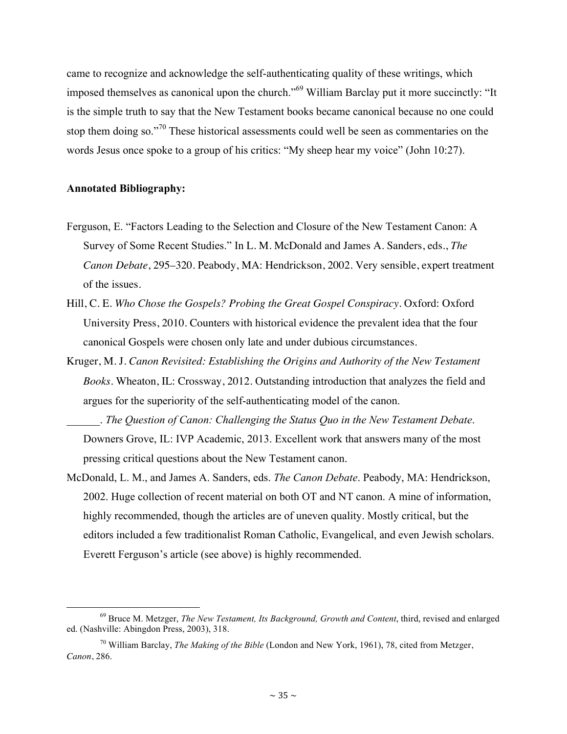came to recognize and acknowledge the self-authenticating quality of these writings, which imposed themselves as canonical upon the church."[69] William Barclay put it more succinctly: "It is the simple truth to say that the New Testament books became canonical because no one could stop them doing so."[70] These historical assessments could well be seen as commentaries on the words Jesus once spoke to a group of his critics: "My sheep hear my voice" (John 10:27).

**Annotated Bibliography:**

Ferguson, E. "Factors Leading to the Selection and Closure of the New Testament Canon: A Survey of Some Recent Studies." In L. M. McDonald and James A. Sanders, eds., *The Canon Debate*, 295–320. Peabody, MA: Hendrickson, 2002. Very sensible, expert treatment of the issues.

Hill, C. E. *Who Chose the Gospels? Probing the Great Gospel Conspiracy*. Oxford: Oxford University Press, 2010. Counters with historical evidence the prevalent idea that the four canonical Gospels were chosen only late and under dubious circumstances.

Kruger, M. J. *Canon Revisited: Establishing the Origins and Authority of the New Testament Books*. Wheaton, IL: Crossway, 2012. Outstanding introduction that analyzes the field and argues for the superiority of the self-authenticating model of the canon.

______. *The Question of Canon: Challenging the Status Quo in the New Testament Debate*. Downers Grove, IL: IVP Academic, 2013. Excellent work that answers many of the most pressing critical questions about the New Testament canon.

McDonald, L. M., and James A. Sanders, eds. *The Canon Debate*. Peabody, MA: Hendrickson, 2002. Huge collection of recent material on both OT and NT canon. A mine of information, highly recommended, though the articles are of uneven quality. Mostly critical, but the editors included a few traditionalist Roman Catholic, Evangelical, and even Jewish scholars. Everett Ferguson's article (see above) is highly recommended.

---

[69] Bruce M. Metzger, *The New Testament, Its Background, Growth and Content*, third, revised and enlarged ed. (Nashville: Abingdon Press, 2003), 318.

[70] William Barclay, *The Making of the Bible* (London and New York, 1961), 78, cited from Metzger, *Canon*, 286.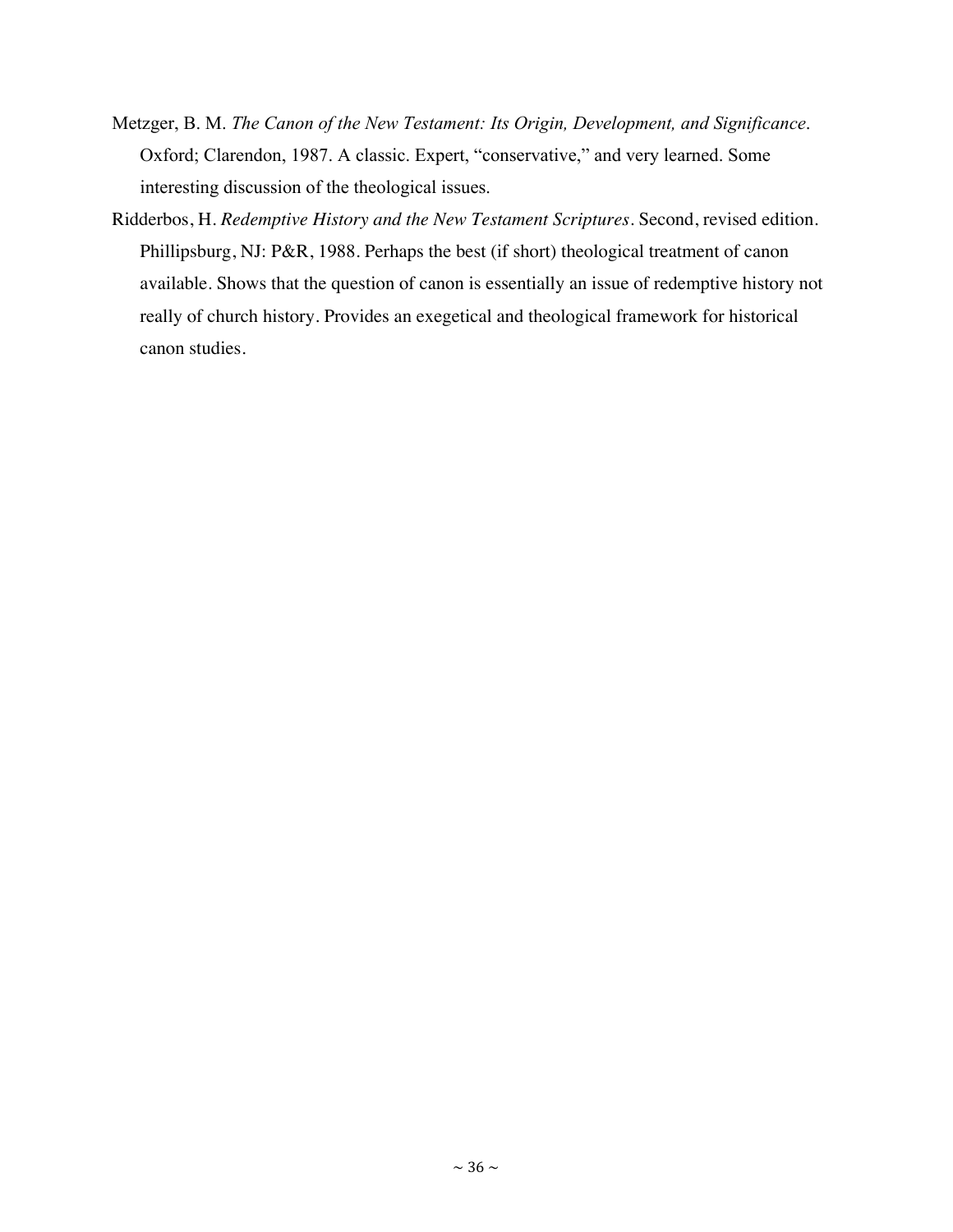Metzger, B. M. *The Canon of the New Testament: Its Origin, Development, and Significance*. Oxford; Clarendon, 1987. A classic. Expert, "conservative," and very learned. Some interesting discussion of the theological issues.

Ridderbos, H. *Redemptive History and the New Testament Scriptures*. Second, revised edition. Phillipsburg, NJ: P&R, 1988. Perhaps the best (if short) theological treatment of canon available. Shows that the question of canon is essentially an issue of redemptive history not really of church history. Provides an exegetical and theological framework for historical canon studies.